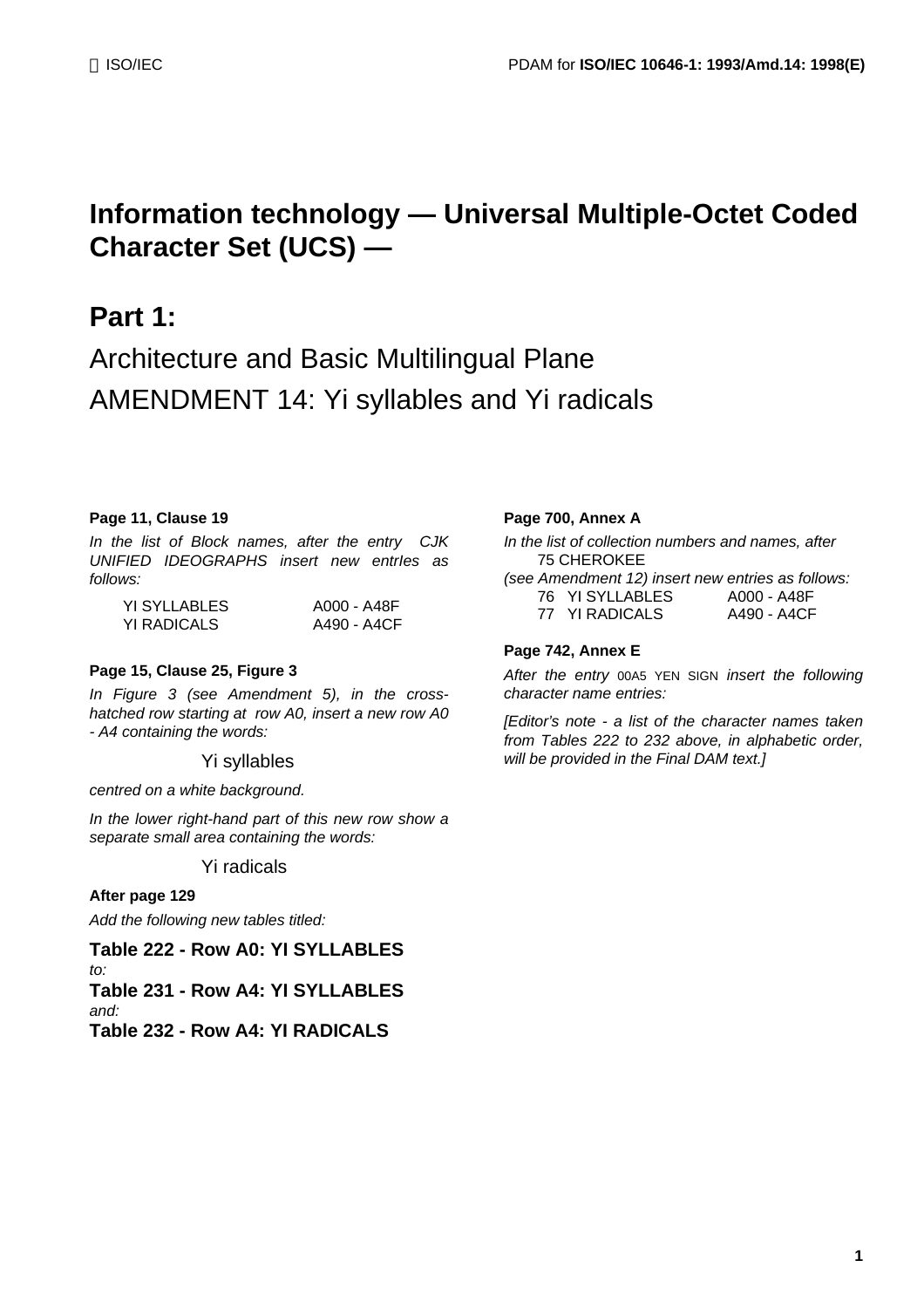# Information technology — Universal Multiple-Octet Coded Character Set (UCS) —

## Part 1:

## Architecture and Basic Multilingual Plane AMENDMENT 14: Yi syllables and Yi radicals

**Page 11, Clause 19**

*In the list of Block names, after the entry CJK UNIFIED IDEOGRAPHS insert new entrIes as follows:*

| | |
|---|---|
| YI SYLLABLES | A000 - A48F |
| YI RADICALS | A490 - A4CF |

**Page 15, Clause 25, Figure 3**

*In Figure 3 (see Amendment 5), in the cross-hatched row starting at row A0, insert a new row A0 - A4 containing the words:*

Yi syllables

*centred on a white background.*

*In the lower right-hand part of this new row show a separate small area containing the words:*

Yi radicals

**After page 129**

*Add the following new tables titled:*

**Table 222 - Row A0: YI SYLLABLES**
*to:*
**Table 231 - Row A4: YI SYLLABLES**
*and:*
**Table 232 - Row A4: YI RADICALS**

**Page 700, Annex A**

*In the list of collection numbers and names, after*
75 CHEROKEE
*(see Amendment 12) insert new entries as follows:*

| | | |
|---|---|---|
| 76 | YI SYLLABLES | A000 - A48F |
| 77 | YI RADICALS | A490 - A4CF |

**Page 742, Annex E**

*After the entry* 00A5 YEN SIGN *insert the following character name entries:*

*[Editor's note - a list of the character names taken from Tables 222 to 232 above, in alphabetic order, will be provided in the Final DAM text.]*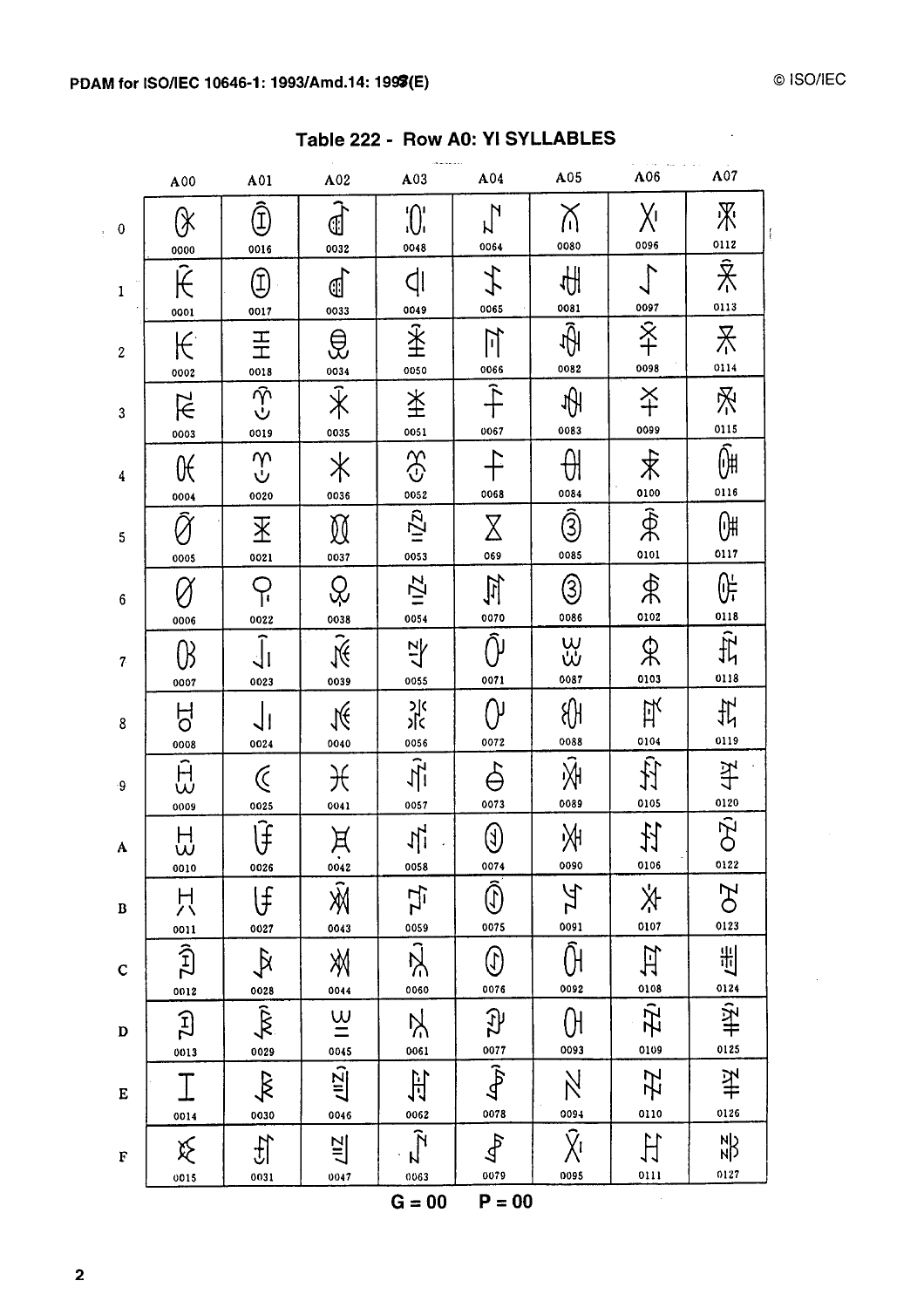## Table 222 - Row A0: YI SYLLABLES

| | A00 | A01 | A02 | A03 | A04 | A05 | A06 | A07 |
|---|---|---|---|---|---|---|---|---|
| 0 | 0000 | 0016 | 0032 | 0048 | 0064 | 0080 | 0096 | 0112 |
| 1 | 0001 | 0017 | 0033 | 0049 | 0065 | 0081 | 0097 | 0113 |
| 2 | 0002 | 0018 | 0034 | 0050 | 0066 | 0082 | 0098 | 0114 |
| 3 | 0003 | 0019 | 0035 | 0051 | 0067 | 0083 | 0099 | 0115 |
| 4 | 0004 | 0020 | 0036 | 0052 | 0068 | 0084 | 0100 | 0116 |
| 5 | 0005 | 0021 | 0037 | 0053 | 069 | 0085 | 0101 | 0117 |
| 6 | 0006 | 0022 | 0038 | 0054 | 0070 | 0086 | 0102 | 0118 |
| 7 | 0007 | 0023 | 0039 | 0055 | 0071 | 0087 | 0103 | 0118 |
| 8 | 0008 | 0024 | 0040 | 0056 | 0072 | 0088 | 0104 | 0119 |
| 9 | 0009 | 0025 | 0041 | 0057 | 0073 | 0089 | 0105 | 0120 |
| A | 0010 | 0026 | 0042 | 0058 | 0074 | 0090 | 0106 | 0122 |
| B | 0011 | 0027 | 0043 | 0059 | 0075 | 0091 | 0107 | 0123 |
| C | 0012 | 0028 | 0044 | 0060 | 0076 | 0092 | 0108 | 0124 |
| D | 0013 | 0029 | 0045 | 0061 | 0077 | 0093 | 0109 | 0125 |
| E | 0014 | 0030 | 0046 | 0062 | 0078 | 0094 | 0110 | 0126 |
| F | 0015 | 0031 | 0047 | 0063 | 0079 | 0095 | 0111 | 0127 |

G = 00 P = 00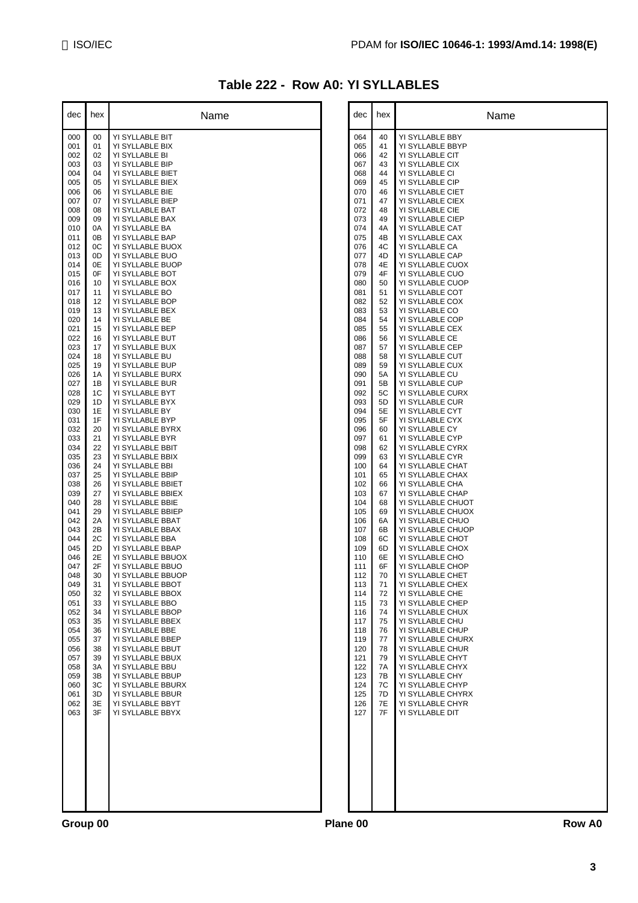## Table 222 - Row A0: YI SYLLABLES

| dec | hex | Name | dec | hex | Name |
|---|---|---|---|---|---|
| 000 | 00 | YI SYLLABLE BIT | 064 | 40 | YI SYLLABLE BBY |
| 001 | 01 | YI SYLLABLE BIX | 065 | 41 | YI SYLLABLE BBYP |
| 002 | 02 | YI SYLLABLE BI | 066 | 42 | YI SYLLABLE CIT |
| 003 | 03 | YI SYLLABLE BIP | 067 | 43 | YI SYLLABLE CIX |
| 004 | 04 | YI SYLLABLE BIET | 068 | 44 | YI SYLLABLE CI |
| 005 | 05 | YI SYLLABLE BIEX | 069 | 45 | YI SYLLABLE CIP |
| 006 | 06 | YI SYLLABLE BIE | 070 | 46 | YI SYLLABLE CIET |
| 007 | 07 | YI SYLLABLE BIEP | 071 | 47 | YI SYLLABLE CIEX |
| 008 | 08 | YI SYLLABLE BAT | 072 | 48 | YI SYLLABLE CIE |
| 009 | 09 | YI SYLLABLE BAX | 073 | 49 | YI SYLLABLE CIEP |
| 010 | 0A | YI SYLLABLE BA | 074 | 4A | YI SYLLABLE CAT |
| 011 | 0B | YI SYLLABLE BAP | 075 | 4B | YI SYLLABLE CAX |
| 012 | 0C | YI SYLLABLE BUOX | 076 | 4C | YI SYLLABLE CA |
| 013 | 0D | YI SYLLABLE BUO | 077 | 4D | YI SYLLABLE CAP |
| 014 | 0E | YI SYLLABLE BUOP | 078 | 4E | YI SYLLABLE CUOX |
| 015 | 0F | YI SYLLABLE BOT | 079 | 4F | YI SYLLABLE CUO |
| 016 | 10 | YI SYLLABLE BOX | 080 | 50 | YI SYLLABLE CUOP |
| 017 | 11 | YI SYLLABLE BO | 081 | 51 | YI SYLLABLE COT |
| 018 | 12 | YI SYLLABLE BOP | 082 | 52 | YI SYLLABLE COX |
| 019 | 13 | YI SYLLABLE BEX | 083 | 53 | YI SYLLABLE CO |
| 020 | 14 | YI SYLLABLE BE | 084 | 54 | YI SYLLABLE COP |
| 021 | 15 | YI SYLLABLE BEP | 085 | 55 | YI SYLLABLE CEX |
| 022 | 16 | YI SYLLABLE BUT | 086 | 56 | YI SYLLABLE CE |
| 023 | 17 | YI SYLLABLE BUX | 087 | 57 | YI SYLLABLE CEP |
| 024 | 18 | YI SYLLABLE BU | 088 | 58 | YI SYLLABLE CUT |
| 025 | 19 | YI SYLLABLE BUP | 089 | 59 | YI SYLLABLE CUX |
| 026 | 1A | YI SYLLABLE BURX | 090 | 5A | YI SYLLABLE CU |
| 027 | 1B | YI SYLLABLE BUR | 091 | 5B | YI SYLLABLE CUP |
| 028 | 1C | YI SYLLABLE BYT | 092 | 5C | YI SYLLABLE CURX |
| 029 | 1D | YI SYLLABLE BYX | 093 | 5D | YI SYLLABLE CUR |
| 030 | 1E | YI SYLLABLE BY | 094 | 5E | YI SYLLABLE CYT |
| 031 | 1F | YI SYLLABLE BYP | 095 | 5F | YI SYLLABLE CYX |
| 032 | 20 | YI SYLLABLE BYRX | 096 | 60 | YI SYLLABLE CY |
| 033 | 21 | YI SYLLABLE BYR | 097 | 61 | YI SYLLABLE CYP |
| 034 | 22 | YI SYLLABLE BBIT | 098 | 62 | YI SYLLABLE CYRX |
| 035 | 23 | YI SYLLABLE BBIX | 099 | 63 | YI SYLLABLE CYR |
| 036 | 24 | YI SYLLABLE BBI | 100 | 64 | YI SYLLABLE CHAT |
| 037 | 25 | YI SYLLABLE BBIP | 101 | 65 | YI SYLLABLE CHAX |
| 038 | 26 | YI SYLLABLE BBIET | 102 | 66 | YI SYLLABLE CHA |
| 039 | 27 | YI SYLLABLE BBIEX | 103 | 67 | YI SYLLABLE CHAP |
| 040 | 28 | YI SYLLABLE BBIE | 104 | 68 | YI SYLLABLE CHUOT |
| 041 | 29 | YI SYLLABLE BBIEP | 105 | 69 | YI SYLLABLE CHUOX |
| 042 | 2A | YI SYLLABLE BBAT | 106 | 6A | YI SYLLABLE CHUO |
| 043 | 2B | YI SYLLABLE BBAX | 107 | 6B | YI SYLLABLE CHUOP |
| 044 | 2C | YI SYLLABLE BBA | 108 | 6C | YI SYLLABLE CHOT |
| 045 | 2D | YI SYLLABLE BBAP | 109 | 6D | YI SYLLABLE CHOX |
| 046 | 2E | YI SYLLABLE BBUOX | 110 | 6E | YI SYLLABLE CHO |
| 047 | 2F | YI SYLLABLE BBUO | 111 | 6F | YI SYLLABLE CHOP |
| 048 | 30 | YI SYLLABLE BBUOP | 112 | 70 | YI SYLLABLE CHET |
| 049 | 31 | YI SYLLABLE BBOT | 113 | 71 | YI SYLLABLE CHEX |
| 050 | 32 | YI SYLLABLE BBOX | 114 | 72 | YI SYLLABLE CHE |
| 051 | 33 | YI SYLLABLE BBO | 115 | 73 | YI SYLLABLE CHEP |
| 052 | 34 | YI SYLLABLE BBOP | 116 | 74 | YI SYLLABLE CHUX |
| 053 | 35 | YI SYLLABLE BBEX | 117 | 75 | YI SYLLABLE CHU |
| 054 | 36 | YI SYLLABLE BBE | 118 | 76 | YI SYLLABLE CHUP |
| 055 | 37 | YI SYLLABLE BBEP | 119 | 77 | YI SYLLABLE CHURX |
| 056 | 38 | YI SYLLABLE BBUT | 120 | 78 | YI SYLLABLE CHUR |
| 057 | 39 | YI SYLLABLE BBUX | 121 | 79 | YI SYLLABLE CHYT |
| 058 | 3A | YI SYLLABLE BBU | 122 | 7A | YI SYLLABLE CHYX |
| 059 | 3B | YI SYLLABLE BBUP | 123 | 7B | YI SYLLABLE CHY |
| 060 | 3C | YI SYLLABLE BBURX | 124 | 7C | YI SYLLABLE CHYP |
| 061 | 3D | YI SYLLABLE BBUR | 125 | 7D | YI SYLLABLE CHYRX |
| 062 | 3E | YI SYLLABLE BBYT | 126 | 7E | YI SYLLABLE CHYR |
| 063 | 3F | YI SYLLABLE BBYX | 127 | 7F | YI SYLLABLE DIT |

**Group 00** **Plane 00** **Row A0**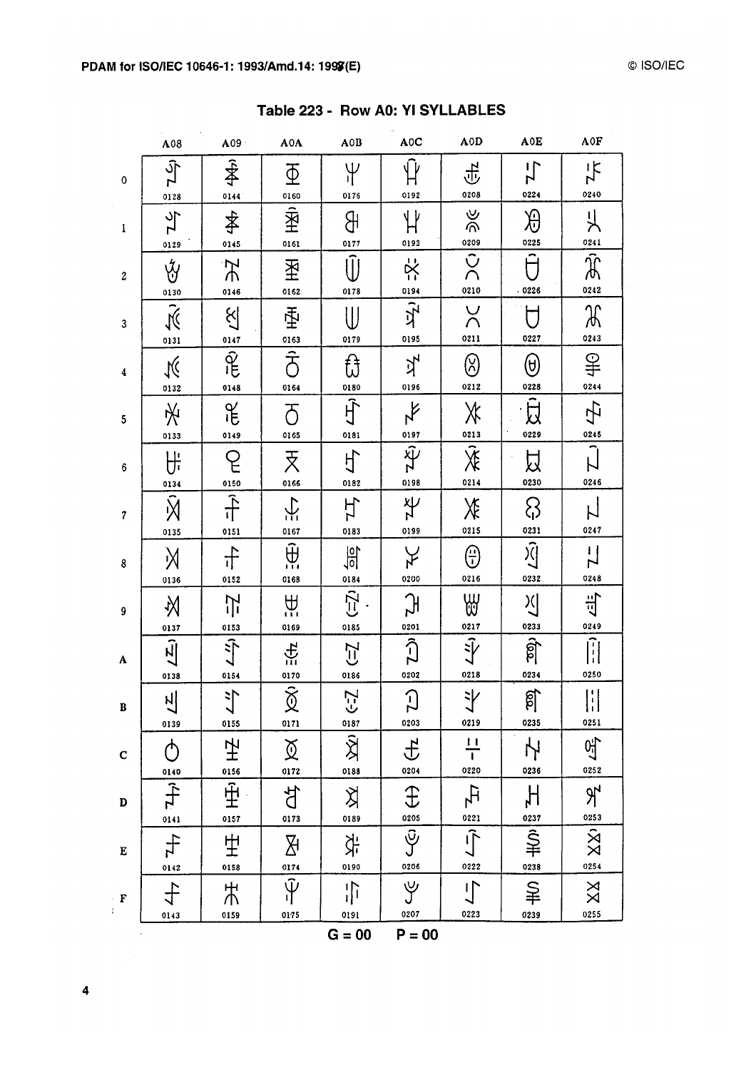## Table 223 - Row A0: YI SYLLABLES

| | A08 | A09 | A0A | A0B | A0C | A0D | A0E | A0F |
|---|---|---|---|---|---|---|---|---|
| 0 | 0128 | 0144 | 0160 | 0176 | 0192 | 0208 | 0224 | 0240 |
| 1 | 0129 | 0145 | 0161 | 0177 | 0193 | 0209 | 0225 | 0241 |
| 2 | 0130 | 0146 | 0162 | 0178 | 0194 | 0210 | 0226 | 0242 |
| 3 | 0131 | 0147 | 0163 | 0179 | 0195 | 0211 | 0227 | 0243 |
| 4 | 0132 | 0148 | 0164 | 0180 | 0196 | 0212 | 0228 | 0244 |
| 5 | 0133 | 0149 | 0165 | 0181 | 0197 | 0213 | 0229 | 0245 |
| 6 | 0134 | 0150 | 0166 | 0182 | 0198 | 0214 | 0230 | 0246 |
| 7 | 0135 | 0151 | 0167 | 0183 | 0199 | 0215 | 0231 | 0247 |
| 8 | 0136 | 0152 | 0168 | 0184 | 0200 | 0216 | 0232 | 0248 |
| 9 | 0137 | 0153 | 0169 | 0185 | 0201 | 0217 | 0233 | 0249 |
| A | 0138 | 0154 | 0170 | 0186 | 0202 | 0218 | 0234 | 0250 |
| B | 0139 | 0155 | 0171 | 0187 | 0203 | 0219 | 0235 | 0251 |
| C | 0140 | 0156 | 0172 | 0188 | 0204 | 0220 | 0236 | 0252 |
| D | 0141 | 0157 | 0173 | 0189 | 0205 | 0221 | 0237 | 0253 |
| E | 0142 | 0158 | 0174 | 0190 | 0206 | 0222 | 0238 | 0254 |
| F | 0143 | 0159 | 0175 | 0191 | 0207 | 0223 | 0239 | 0255 |

G = 00 P = 00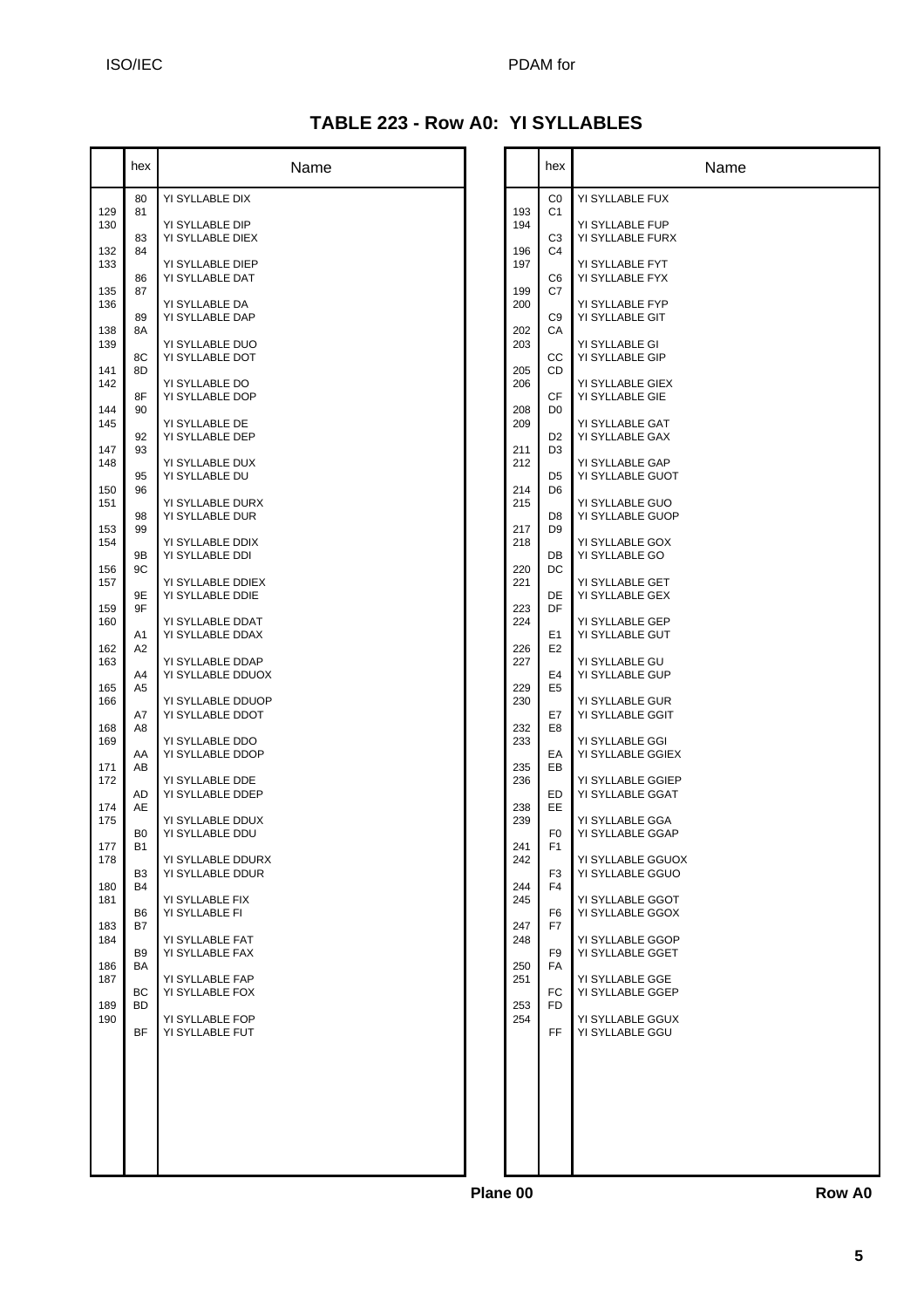# TABLE 223 - Row A0: YI SYLLABLES

| | hex | Name |
|---|---|---|
| | 80 | YI SYLLABLE DIX |
| 129 | 81 | |
| 130 | | YI SYLLABLE DIP |
| | 83 | YI SYLLABLE DIEX |
| 132 | 84 | |
| 133 | | YI SYLLABLE DIEP |
| | 86 | YI SYLLABLE DAT |
| 135 | 87 | |
| 136 | | YI SYLLABLE DA |
| | 89 | YI SYLLABLE DAP |
| 138 | 8A | |
| 139 | | YI SYLLABLE DUO |
| | 8C | YI SYLLABLE DOT |
| 141 | 8D | |
| 142 | | YI SYLLABLE DO |
| | 8F | YI SYLLABLE DOP |
| 144 | 90 | |
| 145 | | YI SYLLABLE DE |
| | 92 | YI SYLLABLE DEP |
| 147 | 93 | |
| 148 | | YI SYLLABLE DUX |
| | 95 | YI SYLLABLE DU |
| 150 | 96 | |
| 151 | | YI SYLLABLE DURX |
| | 98 | YI SYLLABLE DUR |
| 153 | 99 | |
| 154 | | YI SYLLABLE DDIX |
| | 9B | YI SYLLABLE DDI |
| 156 | 9C | |
| 157 | | YI SYLLABLE DDIEX |
| | 9E | YI SYLLABLE DDIE |
| 159 | 9F | |
| 160 | | YI SYLLABLE DDAT |
| | A1 | YI SYLLABLE DDAX |
| 162 | A2 | |
| 163 | | YI SYLLABLE DDAP |
| | A4 | YI SYLLABLE DDUOX |
| 165 | A5 | |
| 166 | | YI SYLLABLE DDUOP |
| | A7 | YI SYLLABLE DDOT |
| 168 | A8 | |
| 169 | | YI SYLLABLE DDO |
| | AA | YI SYLLABLE DDOP |
| 171 | AB | |
| 172 | | YI SYLLABLE DDE |
| | AD | YI SYLLABLE DDEP |
| 174 | AE | |
| 175 | | YI SYLLABLE DDUX |
| | B0 | YI SYLLABLE DDU |
| 177 | B1 | |
| 178 | | YI SYLLABLE DDURX |
| | B3 | YI SYLLABLE DDUR |
| 180 | B4 | |
| 181 | | YI SYLLABLE FIX |
| | B6 | YI SYLLABLE FI |
| 183 | B7 | |
| 184 | | YI SYLLABLE FAT |
| | B9 | YI SYLLABLE FAX |
| 186 | BA | |
| 187 | | YI SYLLABLE FAP |
| | BC | YI SYLLABLE FOX |
| 189 | BD | |
| 190 | | YI SYLLABLE FOP |
| | BF | YI SYLLABLE FUT |
| | C0 | YI SYLLABLE FUX |
| 193 | C1 | |
| 194 | | YI SYLLABLE FUP |
| | C3 | YI SYLLABLE FURX |
| 196 | C4 | |
| 197 | | YI SYLLABLE FYT |
| | C6 | YI SYLLABLE FYX |
| 199 | C7 | |
| 200 | | YI SYLLABLE FYP |
| | C9 | YI SYLLABLE GIT |
| 202 | CA | |
| 203 | | YI SYLLABLE GI |
| | CC | YI SYLLABLE GIP |
| 205 | CD | |
| 206 | | YI SYLLABLE GIEX |
| | CF | YI SYLLABLE GIE |
| 208 | D0 | |
| 209 | | YI SYLLABLE GAT |
| | D2 | YI SYLLABLE GAX |
| 211 | D3 | |
| 212 | | YI SYLLABLE GAP |
| | D5 | YI SYLLABLE GUOT |
| 214 | D6 | |
| 215 | | YI SYLLABLE GUO |
| | D8 | YI SYLLABLE GUOP |
| 217 | D9 | |
| 218 | | YI SYLLABLE GOX |
| | DB | YI SYLLABLE GO |
| 220 | DC | |
| 221 | | YI SYLLABLE GET |
| | DE | YI SYLLABLE GEX |
| 223 | DF | |
| 224 | | YI SYLLABLE GEP |
| | E1 | YI SYLLABLE GUT |
| 226 | E2 | |
| 227 | | YI SYLLABLE GU |
| | E4 | YI SYLLABLE GUP |
| 229 | E5 | |
| 230 | | YI SYLLABLE GUR |
| | E7 | YI SYLLABLE GGIT |
| 232 | E8 | |
| 233 | | YI SYLLABLE GGI |
| | EA | YI SYLLABLE GGIEX |
| 235 | EB | |
| 236 | | YI SYLLABLE GGIEP |
| | ED | YI SYLLABLE GGAT |
| 238 | EE | |
| 239 | | YI SYLLABLE GGA |
| | F0 | YI SYLLABLE GGAP |
| 241 | F1 | |
| 242 | | YI SYLLABLE GGUOX |
| | F3 | YI SYLLABLE GGUO |
| 244 | F4 | |
| 245 | | YI SYLLABLE GGOT |
| | F6 | YI SYLLABLE GGOX |
| 247 | F7 | |
| 248 | | YI SYLLABLE GGOP |
| | F9 | YI SYLLABLE GGET |
| 250 | FA | |
| 251 | | YI SYLLABLE GGE |
| | FC | YI SYLLABLE GGEP |
| 253 | FD | |
| 254 | | YI SYLLABLE GGUX |
| | FF | YI SYLLABLE GGU |

Plane 00 Row A0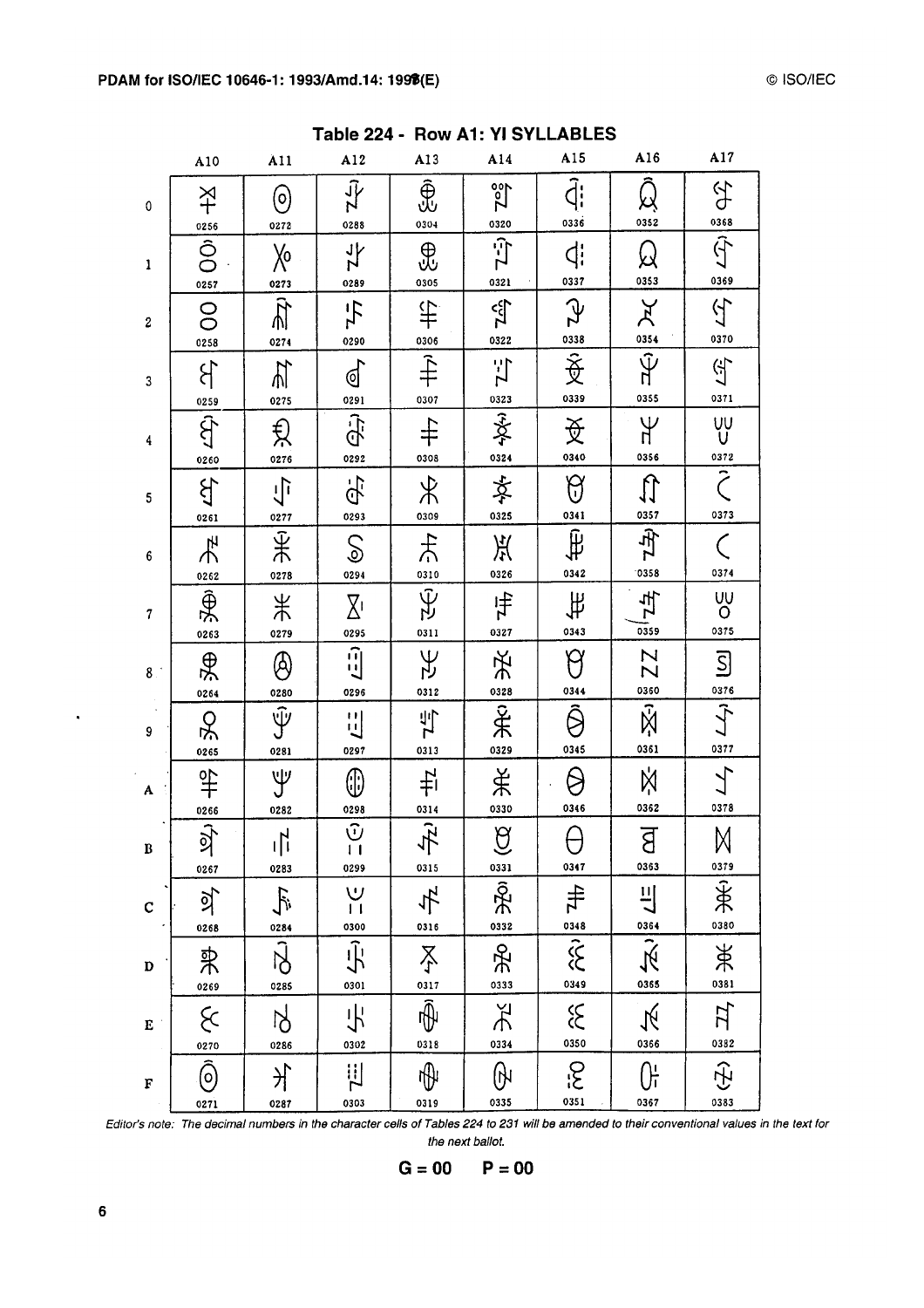## Table 224 - Row A1: YI SYLLABLES

| | A10 | A11 | A12 | A13 | A14 | A15 | A16 | A17 |
|---|---|---|---|---|---|---|---|---|
| 0 | 0256 | 0272 | 0288 | 0304 | 0320 | 0336 | 0352 | 0368 |
| 1 | 0257 | 0273 | 0289 | 0305 | 0321 | 0337 | 0353 | 0369 |
| 2 | 0258 | 0274 | 0290 | 0306 | 0322 | 0338 | 0354 | 0370 |
| 3 | 0259 | 0275 | 0291 | 0307 | 0323 | 0339 | 0355 | 0371 |
| 4 | 0260 | 0276 | 0292 | 0308 | 0324 | 0340 | 0356 | 0372 |
| 5 | 0261 | 0277 | 0293 | 0309 | 0325 | 0341 | 0357 | 0373 |
| 6 | 0262 | 0278 | 0294 | 0310 | 0326 | 0342 | 0358 | 0374 |
| 7 | 0263 | 0279 | 0295 | 0311 | 0327 | 0343 | 0359 | 0375 |
| 8 | 0264 | 0280 | 0296 | 0312 | 0328 | 0344 | 0360 | 0376 |
| 9 | 0265 | 0281 | 0297 | 0313 | 0329 | 0345 | 0361 | 0377 |
| A | 0266 | 0282 | 0298 | 0314 | 0330 | 0346 | 0362 | 0378 |
| B | 0267 | 0283 | 0299 | 0315 | 0331 | 0347 | 0363 | 0379 |
| C | 0268 | 0284 | 0300 | 0316 | 0332 | 0348 | 0364 | 0380 |
| D | 0269 | 0285 | 0301 | 0317 | 0333 | 0349 | 0365 | 0381 |
| E | 0270 | 0286 | 0302 | 0318 | 0334 | 0350 | 0366 | 0382 |
| F | 0271 | 0287 | 0303 | 0319 | 0335 | 0351 | 0367 | 0383 |

*Editor's note: The decimal numbers in the character cells of Tables 224 to 231 will be amended to their conventional values in the text for the next ballot.*

**G = 00    P = 00**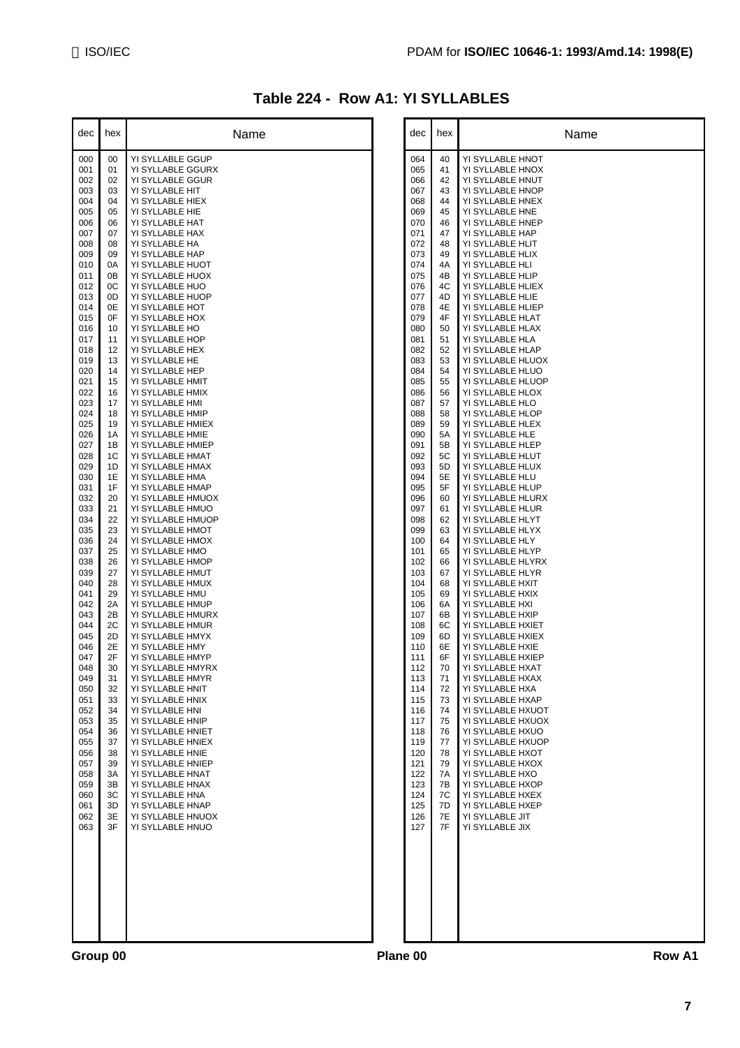## Table 224 - Row A1: YI SYLLABLES

| dec | hex | Name |
|---|---|---|
| 000 | 00 | YI SYLLABLE GGUP |
| 001 | 01 | YI SYLLABLE GGURX |
| 002 | 02 | YI SYLLABLE GGUR |
| 003 | 03 | YI SYLLABLE HIT |
| 004 | 04 | YI SYLLABLE HIEX |
| 005 | 05 | YI SYLLABLE HIE |
| 006 | 06 | YI SYLLABLE HAT |
| 007 | 07 | YI SYLLABLE HAX |
| 008 | 08 | YI SYLLABLE HA |
| 009 | 09 | YI SYLLABLE HAP |
| 010 | 0A | YI SYLLABLE HUOT |
| 011 | 0B | YI SYLLABLE HUOX |
| 012 | 0C | YI SYLLABLE HUO |
| 013 | 0D | YI SYLLABLE HUOP |
| 014 | 0E | YI SYLLABLE HOT |
| 015 | 0F | YI SYLLABLE HOX |
| 016 | 10 | YI SYLLABLE HO |
| 017 | 11 | YI SYLLABLE HOP |
| 018 | 12 | YI SYLLABLE HEX |
| 019 | 13 | YI SYLLABLE HE |
| 020 | 14 | YI SYLLABLE HEP |
| 021 | 15 | YI SYLLABLE HMIT |
| 022 | 16 | YI SYLLABLE HMIX |
| 023 | 17 | YI SYLLABLE HMI |
| 024 | 18 | YI SYLLABLE HMIP |
| 025 | 19 | YI SYLLABLE HMIEX |
| 026 | 1A | YI SYLLABLE HMIE |
| 027 | 1B | YI SYLLABLE HMIEP |
| 028 | 1C | YI SYLLABLE HMAT |
| 029 | 1D | YI SYLLABLE HMAX |
| 030 | 1E | YI SYLLABLE HMA |
| 031 | 1F | YI SYLLABLE HMAP |
| 032 | 20 | YI SYLLABLE HMUOX |
| 033 | 21 | YI SYLLABLE HMUO |
| 034 | 22 | YI SYLLABLE HMUOP |
| 035 | 23 | YI SYLLABLE HMOT |
| 036 | 24 | YI SYLLABLE HMOX |
| 037 | 25 | YI SYLLABLE HMO |
| 038 | 26 | YI SYLLABLE HMOP |
| 039 | 27 | YI SYLLABLE HMUT |
| 040 | 28 | YI SYLLABLE HMUX |
| 041 | 29 | YI SYLLABLE HMU |
| 042 | 2A | YI SYLLABLE HMUP |
| 043 | 2B | YI SYLLABLE HMURX |
| 044 | 2C | YI SYLLABLE HMUR |
| 045 | 2D | YI SYLLABLE HMYX |
| 046 | 2E | YI SYLLABLE HMY |
| 047 | 2F | YI SYLLABLE HMYP |
| 048 | 30 | YI SYLLABLE HMYRX |
| 049 | 31 | YI SYLLABLE HMYR |
| 050 | 32 | YI SYLLABLE HNIT |
| 051 | 33 | YI SYLLABLE HNIX |
| 052 | 34 | YI SYLLABLE HNI |
| 053 | 35 | YI SYLLABLE HNIP |
| 054 | 36 | YI SYLLABLE HNIET |
| 055 | 37 | YI SYLLABLE HNIEX |
| 056 | 38 | YI SYLLABLE HNIE |
| 057 | 39 | YI SYLLABLE HNIEP |
| 058 | 3A | YI SYLLABLE HNAT |
| 059 | 3B | YI SYLLABLE HNAX |
| 060 | 3C | YI SYLLABLE HNA |
| 061 | 3D | YI SYLLABLE HNAP |
| 062 | 3E | YI SYLLABLE HNUOX |
| 063 | 3F | YI SYLLABLE HNUO |
| 064 | 40 | YI SYLLABLE HNOT |
| 065 | 41 | YI SYLLABLE HNOX |
| 066 | 42 | YI SYLLABLE HNUT |
| 067 | 43 | YI SYLLABLE HNOP |
| 068 | 44 | YI SYLLABLE HNEX |
| 069 | 45 | YI SYLLABLE HNE |
| 070 | 46 | YI SYLLABLE HNEP |
| 071 | 47 | YI SYLLABLE HAP |
| 072 | 48 | YI SYLLABLE HLIT |
| 073 | 49 | YI SYLLABLE HLIX |
| 074 | 4A | YI SYLLABLE HLI |
| 075 | 4B | YI SYLLABLE HLIP |
| 076 | 4C | YI SYLLABLE HLIEX |
| 077 | 4D | YI SYLLABLE HLIE |
| 078 | 4E | YI SYLLABLE HLIEP |
| 079 | 4F | YI SYLLABLE HLAT |
| 080 | 50 | YI SYLLABLE HLAX |
| 081 | 51 | YI SYLLABLE HLA |
| 082 | 52 | YI SYLLABLE HLAP |
| 083 | 53 | YI SYLLABLE HLUOX |
| 084 | 54 | YI SYLLABLE HLUO |
| 085 | 55 | YI SYLLABLE HLUOP |
| 086 | 56 | YI SYLLABLE HLOX |
| 087 | 57 | YI SYLLABLE HLO |
| 088 | 58 | YI SYLLABLE HLOP |
| 089 | 59 | YI SYLLABLE HLEX |
| 090 | 5A | YI SYLLABLE HLE |
| 091 | 5B | YI SYLLABLE HLEP |
| 092 | 5C | YI SYLLABLE HLUT |
| 093 | 5D | YI SYLLABLE HLUX |
| 094 | 5E | YI SYLLABLE HLU |
| 095 | 5F | YI SYLLABLE HLUP |
| 096 | 60 | YI SYLLABLE HLURX |
| 097 | 61 | YI SYLLABLE HLUR |
| 098 | 62 | YI SYLLABLE HLYT |
| 099 | 63 | YI SYLLABLE HLYX |
| 100 | 64 | YI SYLLABLE HLY |
| 101 | 65 | YI SYLLABLE HLYP |
| 102 | 66 | YI SYLLABLE HLYRX |
| 103 | 67 | YI SYLLABLE HLYR |
| 104 | 68 | YI SYLLABLE HXIT |
| 105 | 69 | YI SYLLABLE HXIX |
| 106 | 6A | YI SYLLABLE HXI |
| 107 | 6B | YI SYLLABLE HXIP |
| 108 | 6C | YI SYLLABLE HXIET |
| 109 | 6D | YI SYLLABLE HXIEX |
| 110 | 6E | YI SYLLABLE HXIE |
| 111 | 6F | YI SYLLABLE HXIEP |
| 112 | 70 | YI SYLLABLE HXAT |
| 113 | 71 | YI SYLLABLE HXAX |
| 114 | 72 | YI SYLLABLE HXA |
| 115 | 73 | YI SYLLABLE HXAP |
| 116 | 74 | YI SYLLABLE HXUOT |
| 117 | 75 | YI SYLLABLE HXUOX |
| 118 | 76 | YI SYLLABLE HXUO |
| 119 | 77 | YI SYLLABLE HXUOP |
| 120 | 78 | YI SYLLABLE HXOT |
| 121 | 79 | YI SYLLABLE HXOX |
| 122 | 7A | YI SYLLABLE HXO |
| 123 | 7B | YI SYLLABLE HXOP |
| 124 | 7C | YI SYLLABLE HXEX |
| 125 | 7D | YI SYLLABLE HXEP |
| 126 | 7E | YI SYLLABLE JIT |
| 127 | 7F | YI SYLLABLE JIX |

**Group 00** **Plane 00** **Row A1**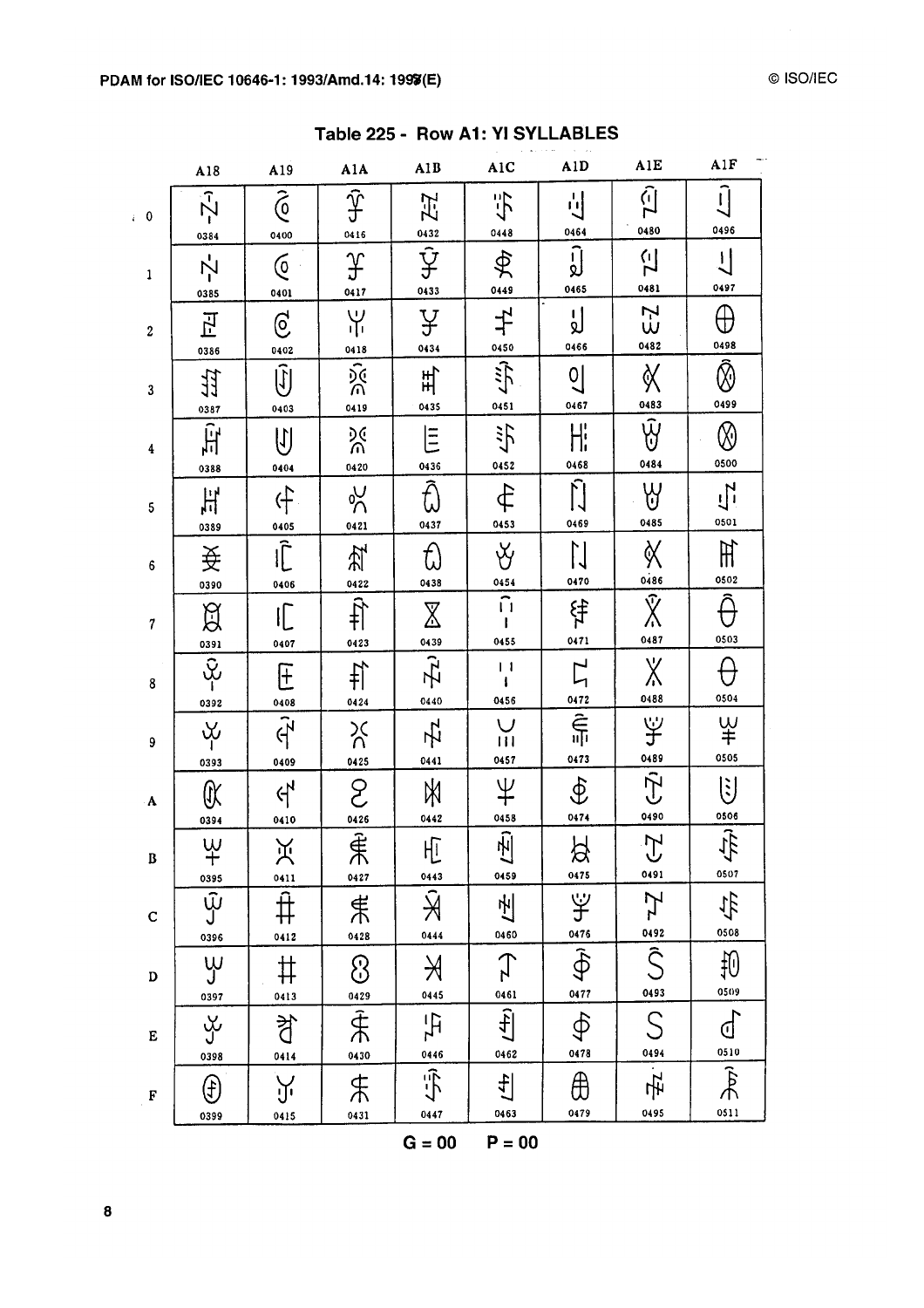## Table 225 - Row A1: YI SYLLABLES

| | A18 | A19 | A1A | A1B | A1C | A1D | A1E | A1F |
|---|---|---|---|---|---|---|---|---|
| 0 | 0384 | 0400 | 0416 | 0432 | 0448 | 0464 | 0480 | 0496 |
| 1 | 0385 | 0401 | 0417 | 0433 | 0449 | 0465 | 0481 | 0497 |
| 2 | 0386 | 0402 | 0418 | 0434 | 0450 | 0466 | 0482 | 0498 |
| 3 | 0387 | 0403 | 0419 | 0435 | 0451 | 0467 | 0483 | 0499 |
| 4 | 0388 | 0404 | 0420 | 0436 | 0452 | 0468 | 0484 | 0500 |
| 5 | 0389 | 0405 | 0421 | 0437 | 0453 | 0469 | 0485 | 0501 |
| 6 | 0390 | 0406 | 0422 | 0438 | 0454 | 0470 | 0486 | 0502 |
| 7 | 0391 | 0407 | 0423 | 0439 | 0455 | 0471 | 0487 | 0503 |
| 8 | 0392 | 0408 | 0424 | 0440 | 0456 | 0472 | 0488 | 0504 |
| 9 | 0393 | 0409 | 0425 | 0441 | 0457 | 0473 | 0489 | 0505 |
| A | 0394 | 0410 | 0426 | 0442 | 0458 | 0474 | 0490 | 0506 |
| B | 0395 | 0411 | 0427 | 0443 | 0459 | 0475 | 0491 | 0507 |
| C | 0396 | 0412 | 0428 | 0444 | 0460 | 0476 | 0492 | 0508 |
| D | 0397 | 0413 | 0429 | 0445 | 0461 | 0477 | 0493 | 0509 |
| E | 0398 | 0414 | 0430 | 0446 | 0462 | 0478 | 0494 | 0510 |
| F | 0399 | 0415 | 0431 | 0447 | 0463 | 0479 | 0495 | 0511 |

G = 00 P = 00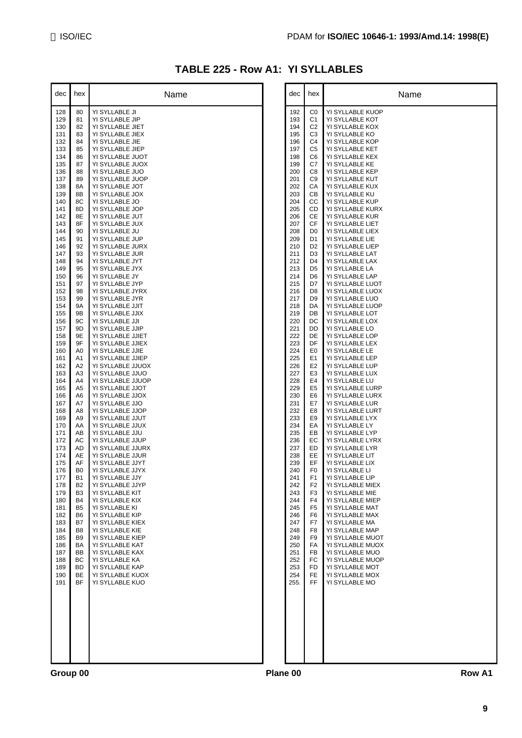## TABLE 225 - Row A1: YI SYLLABLES

| dec | hex | Name |
|---|---|---|
| 128 | 80 | YI SYLLABLE JI |
| 129 | 81 | YI SYLLABLE JIP |
| 130 | 82 | YI SYLLABLE JIET |
| 131 | 83 | YI SYLLABLE JIEX |
| 132 | 84 | YI SYLLABLE JIE |
| 133 | 85 | YI SYLLABLE JIEP |
| 134 | 86 | YI SYLLABLE JUOT |
| 135 | 87 | YI SYLLABLE JUOX |
| 136 | 88 | YI SYLLABLE JUO |
| 137 | 89 | YI SYLLABLE JUOP |
| 138 | 8A | YI SYLLABLE JOT |
| 139 | 8B | YI SYLLABLE JOX |
| 140 | 8C | YI SYLLABLE JO |
| 141 | 8D | YI SYLLABLE JOP |
| 142 | 8E | YI SYLLABLE JUT |
| 143 | 8F | YI SYLLABLE JUX |
| 144 | 90 | YI SYLLABLE JU |
| 145 | 91 | YI SYLLABLE JUP |
| 146 | 92 | YI SYLLABLE JURX |
| 147 | 93 | YI SYLLABLE JUR |
| 148 | 94 | YI SYLLABLE JYT |
| 149 | 95 | YI SYLLABLE JYX |
| 150 | 96 | YI SYLLABLE JY |
| 151 | 97 | YI SYLLABLE JYP |
| 152 | 98 | YI SYLLABLE JYRX |
| 153 | 99 | YI SYLLABLE JYR |
| 154 | 9A | YI SYLLABLE JJIT |
| 155 | 9B | YI SYLLABLE JJIX |
| 156 | 9C | YI SYLLABLE JJI |
| 157 | 9D | YI SYLLABLE JJIP |
| 158 | 9E | YI SYLLABLE JJIET |
| 159 | 9F | YI SYLLABLE JJIEX |
| 160 | A0 | YI SYLLABLE JJIE |
| 161 | A1 | YI SYLLABLE JJIEP |
| 162 | A2 | YI SYLLABLE JJUOX |
| 163 | A3 | YI SYLLABLE JJUO |
| 164 | A4 | YI SYLLABLE JJUOP |
| 165 | A5 | YI SYLLABLE JJOT |
| 166 | A6 | YI SYLLABLE JJOX |
| 167 | A7 | YI SYLLABLE JJO |
| 168 | A8 | YI SYLLABLE JJOP |
| 169 | A9 | YI SYLLABLE JJUT |
| 170 | AA | YI SYLLABLE JJUX |
| 171 | AB | YI SYLLABLE JJU |
| 172 | AC | YI SYLLABLE JJUP |
| 173 | AD | YI SYLLABLE JJURX |
| 174 | AE | YI SYLLABLE JJUR |
| 175 | AF | YI SYLLABLE JJYT |
| 176 | B0 | YI SYLLABLE JJYX |
| 177 | B1 | YI SYLLABLE JJY |
| 178 | B2 | YI SYLLABLE JJYP |
| 179 | B3 | YI SYLLABLE KIT |
| 180 | B4 | YI SYLLABLE KIX |
| 181 | B5 | YI SYLLABLE KI |
| 182 | B6 | YI SYLLABLE KIP |
| 183 | B7 | YI SYLLABLE KIEX |
| 184 | B8 | YI SYLLABLE KIE |
| 185 | B9 | YI SYLLABLE KIEP |
| 186 | BA | YI SYLLABLE KAT |
| 187 | BB | YI SYLLABLE KAX |
| 188 | BC | YI SYLLABLE KA |
| 189 | BD | YI SYLLABLE KAP |
| 190 | BE | YI SYLLABLE KUOX |
| 191 | BF | YI SYLLABLE KUO |
| 192 | C0 | YI SYLLABLE KUOP |
| 193 | C1 | YI SYLLABLE KOT |
| 194 | C2 | YI SYLLABLE KOX |
| 195 | C3 | YI SYLLABLE KO |
| 196 | C4 | YI SYLLABLE KOP |
| 197 | C5 | YI SYLLABLE KET |
| 198 | C6 | YI SYLLABLE KEX |
| 199 | C7 | YI SYLLABLE KE |
| 200 | C8 | YI SYLLABLE KEP |
| 201 | C9 | YI SYLLABLE KUT |
| 202 | CA | YI SYLLABLE KUX |
| 203 | CB | YI SYLLABLE KU |
| 204 | CC | YI SYLLABLE KUP |
| 205 | CD | YI SYLLABLE KURX |
| 206 | CE | YI SYLLABLE KUR |
| 207 | CF | YI SYLLABLE LIET |
| 208 | D0 | YI SYLLABLE LIEX |
| 209 | D1 | YI SYLLABLE LIE |
| 210 | D2 | YI SYLLABLE LIEP |
| 211 | D3 | YI SYLLABLE LAT |
| 212 | D4 | YI SYLLABLE LAX |
| 213 | D5 | YI SYLLABLE LA |
| 214 | D6 | YI SYLLABLE LAP |
| 215 | D7 | YI SYLLABLE LUOT |
| 216 | D8 | YI SYLLABLE LUOX |
| 217 | D9 | YI SYLLABLE LUO |
| 218 | DA | YI SYLLABLE LUOP |
| 219 | DB | YI SYLLABLE LOT |
| 220 | DC | YI SYLLABLE LOX |
| 221 | DD | YI SYLLABLE LO |
| 222 | DE | YI SYLLABLE LOP |
| 223 | DF | YI SYLLABLE LEX |
| 224 | E0 | YI SYLLABLE LE |
| 225 | E1 | YI SYLLABLE LEP |
| 226 | E2 | YI SYLLABLE LUP |
| 227 | E3 | YI SYLLABLE LUX |
| 228 | E4 | YI SYLLABLE LU |
| 229 | E5 | YI SYLLABLE LURP |
| 230 | E6 | YI SYLLABLE LURX |
| 231 | E7 | YI SYLLABLE LUR |
| 232 | E8 | YI SYLLABLE LURT |
| 233 | E9 | YI SYLLABLE LYX |
| 234 | EA | YI SYLLABLE LY |
| 235 | EB | YI SYLLABLE LYP |
| 236 | EC | YI SYLLABLE LYRX |
| 237 | ED | YI SYLLABLE LYR |
| 238 | EE | YI SYLLABLE LIT |
| 239 | EF | YI SYLLABLE LIX |
| 240 | F0 | YI SYLLABLE LI |
| 241 | F1 | YI SYLLABLE LIP |
| 242 | F2 | YI SYLLABLE MIEX |
| 243 | F3 | YI SYLLABLE MIE |
| 244 | F4 | YI SYLLABLE MIEP |
| 245 | F5 | YI SYLLABLE MAT |
| 246 | F6 | YI SYLLABLE MAX |
| 247 | F7 | YI SYLLABLE MA |
| 248 | F8 | YI SYLLABLE MAP |
| 249 | F9 | YI SYLLABLE MUOT |
| 250 | FA | YI SYLLABLE MUOX |
| 251 | FB | YI SYLLABLE MUO |
| 252 | FC | YI SYLLABLE MUOP |
| 253 | FD | YI SYLLABLE MOT |
| 254 | FE | YI SYLLABLE MOX |
| 255. | FF | YI SYLLABLE MO |

**Group 00** **Plane 00** **Row A1**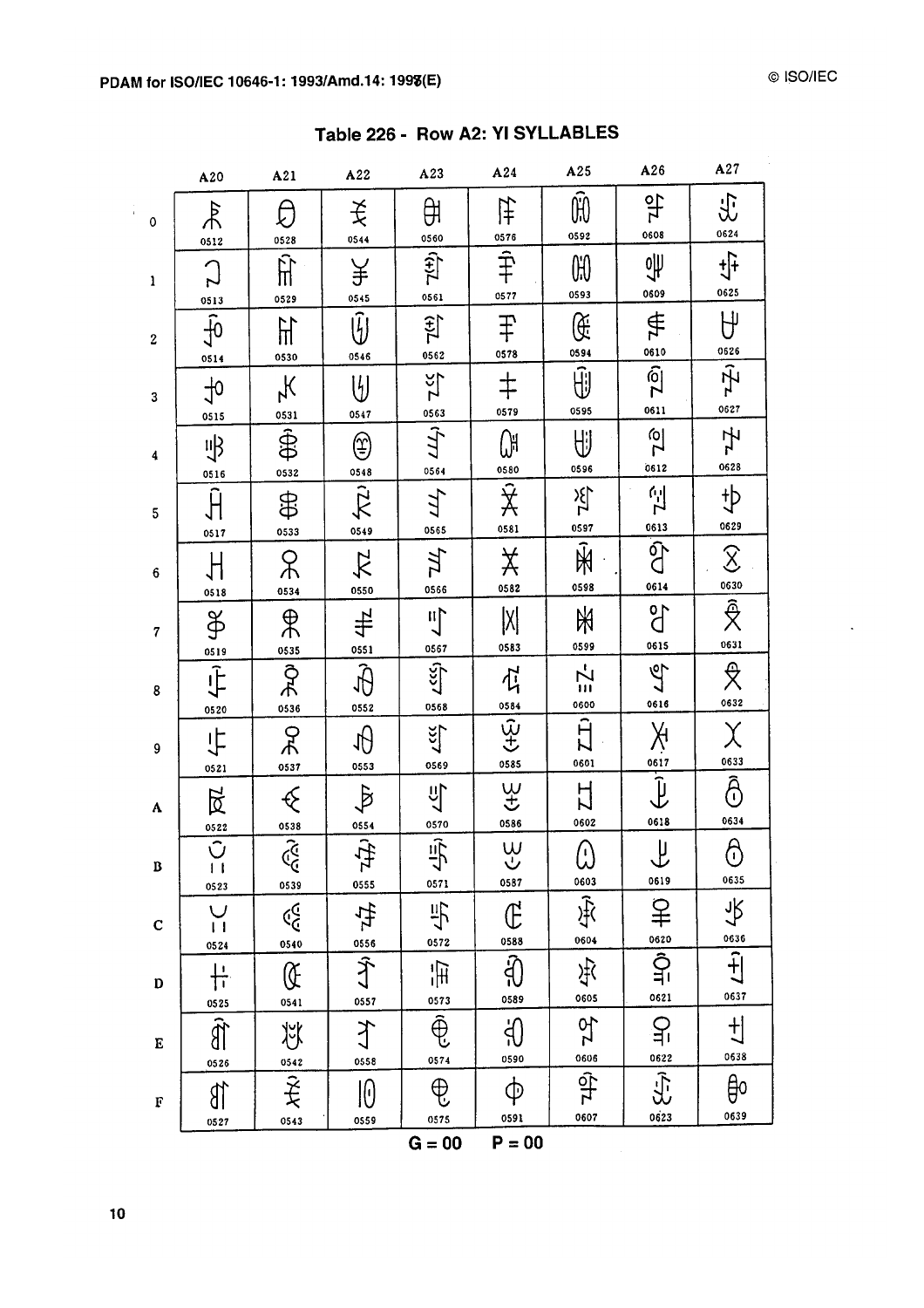## Table 226 - Row A2: YI SYLLABLES

| | A20 | A21 | A22 | A23 | A24 | A25 | A26 | A27 |
|---|---|---|---|---|---|---|---|---|
| 0 | 0512 | 0528 | 0544 | 0560 | 0576 | 0592 | 0608 | 0624 |
| 1 | 0513 | 0529 | 0545 | 0561 | 0577 | 0593 | 0609 | 0625 |
| 2 | 0514 | 0530 | 0546 | 0562 | 0578 | 0594 | 0610 | 0626 |
| 3 | 0515 | 0531 | 0547 | 0563 | 0579 | 0595 | 0611 | 0627 |
| 4 | 0516 | 0532 | 0548 | 0564 | 0580 | 0596 | 0612 | 0628 |
| 5 | 0517 | 0533 | 0549 | 0565 | 0581 | 0597 | 0613 | 0629 |
| 6 | 0518 | 0534 | 0550 | 0566 | 0582 | 0598 | 0614 | 0630 |
| 7 | 0519 | 0535 | 0551 | 0567 | 0583 | 0599 | 0615 | 0631 |
| 8 | 0520 | 0536 | 0552 | 0568 | 0584 | 0600 | 0616 | 0632 |
| 9 | 0521 | 0537 | 0553 | 0569 | 0585 | 0601 | 0617 | 0633 |
| A | 0522 | 0538 | 0554 | 0570 | 0586 | 0602 | 0618 | 0634 |
| B | 0523 | 0539 | 0555 | 0571 | 0587 | 0603 | 0619 | 0635 |
| C | 0524 | 0540 | 0556 | 0572 | 0588 | 0604 | 0620 | 0636 |
| D | 0525 | 0541 | 0557 | 0573 | 0589 | 0605 | 0621 | 0637 |
| E | 0526 | 0542 | 0558 | 0574 | 0590 | 0606 | 0622 | 0638 |
| F | 0527 | 0543 | 0559 | 0575 | 0591 | 0607 | 0623 | 0639 |

G = 00 P = 00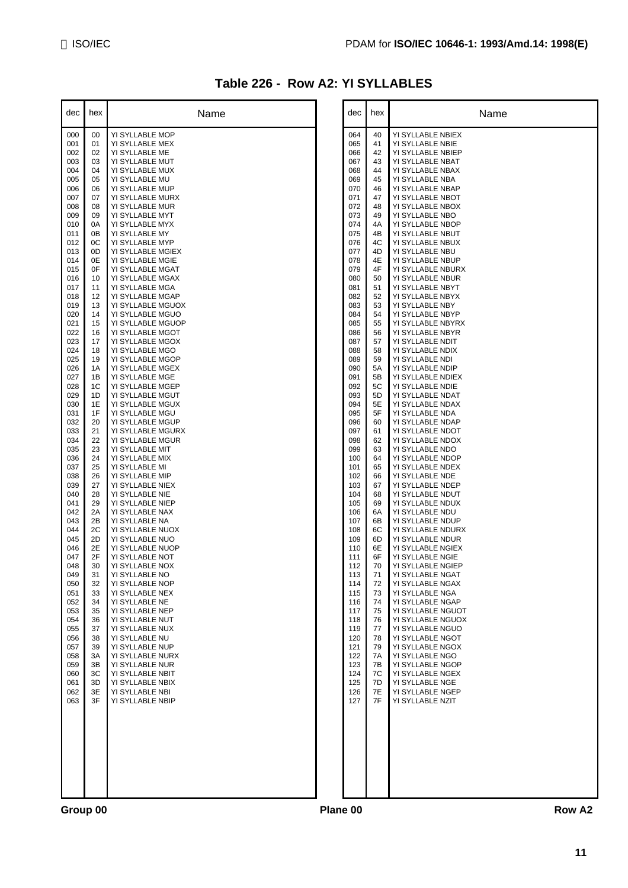# Table 226 - Row A2: YI SYLLABLES

| dec | hex | Name |
|---|---|---|
| 000 | 00 | YI SYLLABLE MOP |
| 001 | 01 | YI SYLLABLE MEX |
| 002 | 02 | YI SYLLABLE ME |
| 003 | 03 | YI SYLLABLE MUT |
| 004 | 04 | YI SYLLABLE MUX |
| 005 | 05 | YI SYLLABLE MU |
| 006 | 06 | YI SYLLABLE MUP |
| 007 | 07 | YI SYLLABLE MURX |
| 008 | 08 | YI SYLLABLE MUR |
| 009 | 09 | YI SYLLABLE MYT |
| 010 | 0A | YI SYLLABLE MYX |
| 011 | 0B | YI SYLLABLE MY |
| 012 | 0C | YI SYLLABLE MYP |
| 013 | 0D | YI SYLLABLE MGIEX |
| 014 | 0E | YI SYLLABLE MGIE |
| 015 | 0F | YI SYLLABLE MGAT |
| 016 | 10 | YI SYLLABLE MGAX |
| 017 | 11 | YI SYLLABLE MGA |
| 018 | 12 | YI SYLLABLE MGAP |
| 019 | 13 | YI SYLLABLE MGUOX |
| 020 | 14 | YI SYLLABLE MGUO |
| 021 | 15 | YI SYLLABLE MGUOP |
| 022 | 16 | YI SYLLABLE MGOT |
| 023 | 17 | YI SYLLABLE MGOX |
| 024 | 18 | YI SYLLABLE MGO |
| 025 | 19 | YI SYLLABLE MGOP |
| 026 | 1A | YI SYLLABLE MGEX |
| 027 | 1B | YI SYLLABLE MGE |
| 028 | 1C | YI SYLLABLE MGEP |
| 029 | 1D | YI SYLLABLE MGUT |
| 030 | 1E | YI SYLLABLE MGUX |
| 031 | 1F | YI SYLLABLE MGU |
| 032 | 20 | YI SYLLABLE MGUP |
| 033 | 21 | YI SYLLABLE MGURX |
| 034 | 22 | YI SYLLABLE MGUR |
| 035 | 23 | YI SYLLABLE MIT |
| 036 | 24 | YI SYLLABLE MIX |
| 037 | 25 | YI SYLLABLE MI |
| 038 | 26 | YI SYLLABLE MIP |
| 039 | 27 | YI SYLLABLE NIEX |
| 040 | 28 | YI SYLLABLE NIE |
| 041 | 29 | YI SYLLABLE NIEP |
| 042 | 2A | YI SYLLABLE NAX |
| 043 | 2B | YI SYLLABLE NA |
| 044 | 2C | YI SYLLABLE NUOX |
| 045 | 2D | YI SYLLABLE NUO |
| 046 | 2E | YI SYLLABLE NUOP |
| 047 | 2F | YI SYLLABLE NOT |
| 048 | 30 | YI SYLLABLE NOX |
| 049 | 31 | YI SYLLABLE NO |
| 050 | 32 | YI SYLLABLE NOP |
| 051 | 33 | YI SYLLABLE NEX |
| 052 | 34 | YI SYLLABLE NE |
| 053 | 35 | YI SYLLABLE NEP |
| 054 | 36 | YI SYLLABLE NUT |
| 055 | 37 | YI SYLLABLE NUX |
| 056 | 38 | YI SYLLABLE NU |
| 057 | 39 | YI SYLLABLE NUP |
| 058 | 3A | YI SYLLABLE NURX |
| 059 | 3B | YI SYLLABLE NUR |
| 060 | 3C | YI SYLLABLE NBIT |
| 061 | 3D | YI SYLLABLE NBIX |
| 062 | 3E | YI SYLLABLE NBI |
| 063 | 3F | YI SYLLABLE NBIP |
| 064 | 40 | YI SYLLABLE NBIEX |
| 065 | 41 | YI SYLLABLE NBIE |
| 066 | 42 | YI SYLLABLE NBIEP |
| 067 | 43 | YI SYLLABLE NBAT |
| 068 | 44 | YI SYLLABLE NBAX |
| 069 | 45 | YI SYLLABLE NBA |
| 070 | 46 | YI SYLLABLE NBAP |
| 071 | 47 | YI SYLLABLE NBOT |
| 072 | 48 | YI SYLLABLE NBOX |
| 073 | 49 | YI SYLLABLE NBO |
| 074 | 4A | YI SYLLABLE NBOP |
| 075 | 4B | YI SYLLABLE NBUT |
| 076 | 4C | YI SYLLABLE NBUX |
| 077 | 4D | YI SYLLABLE NBU |
| 078 | 4E | YI SYLLABLE NBUP |
| 079 | 4F | YI SYLLABLE NBURX |
| 080 | 50 | YI SYLLABLE NBUR |
| 081 | 51 | YI SYLLABLE NBYT |
| 082 | 52 | YI SYLLABLE NBYX |
| 083 | 53 | YI SYLLABLE NBY |
| 084 | 54 | YI SYLLABLE NBYP |
| 085 | 55 | YI SYLLABLE NBYRX |
| 086 | 56 | YI SYLLABLE NBYR |
| 087 | 57 | YI SYLLABLE NDIT |
| 088 | 58 | YI SYLLABLE NDIX |
| 089 | 59 | YI SYLLABLE NDI |
| 090 | 5A | YI SYLLABLE NDIP |
| 091 | 5B | YI SYLLABLE NDIEX |
| 092 | 5C | YI SYLLABLE NDIE |
| 093 | 5D | YI SYLLABLE NDAT |
| 094 | 5E | YI SYLLABLE NDAX |
| 095 | 5F | YI SYLLABLE NDA |
| 096 | 60 | YI SYLLABLE NDAP |
| 097 | 61 | YI SYLLABLE NDOT |
| 098 | 62 | YI SYLLABLE NDOX |
| 099 | 63 | YI SYLLABLE NDO |
| 100 | 64 | YI SYLLABLE NDOP |
| 101 | 65 | YI SYLLABLE NDEX |
| 102 | 66 | YI SYLLABLE NDE |
| 103 | 67 | YI SYLLABLE NDEP |
| 104 | 68 | YI SYLLABLE NDUT |
| 105 | 69 | YI SYLLABLE NDUX |
| 106 | 6A | YI SYLLABLE NDU |
| 107 | 6B | YI SYLLABLE NDUP |
| 108 | 6C | YI SYLLABLE NDURX |
| 109 | 6D | YI SYLLABLE NDUR |
| 110 | 6E | YI SYLLABLE NGIEX |
| 111 | 6F | YI SYLLABLE NGIE |
| 112 | 70 | YI SYLLABLE NGIEP |
| 113 | 71 | YI SYLLABLE NGAT |
| 114 | 72 | YI SYLLABLE NGAX |
| 115 | 73 | YI SYLLABLE NGA |
| 116 | 74 | YI SYLLABLE NGAP |
| 117 | 75 | YI SYLLABLE NGUOT |
| 118 | 76 | YI SYLLABLE NGUOX |
| 119 | 77 | YI SYLLABLE NGUO |
| 120 | 78 | YI SYLLABLE NGOT |
| 121 | 79 | YI SYLLABLE NGOX |
| 122 | 7A | YI SYLLABLE NGO |
| 123 | 7B | YI SYLLABLE NGOP |
| 124 | 7C | YI SYLLABLE NGEX |
| 125 | 7D | YI SYLLABLE NGE |
| 126 | 7E | YI SYLLABLE NGEP |
| 127 | 7F | YI SYLLABLE NZIT |

Group 00 Plane 00 Row A2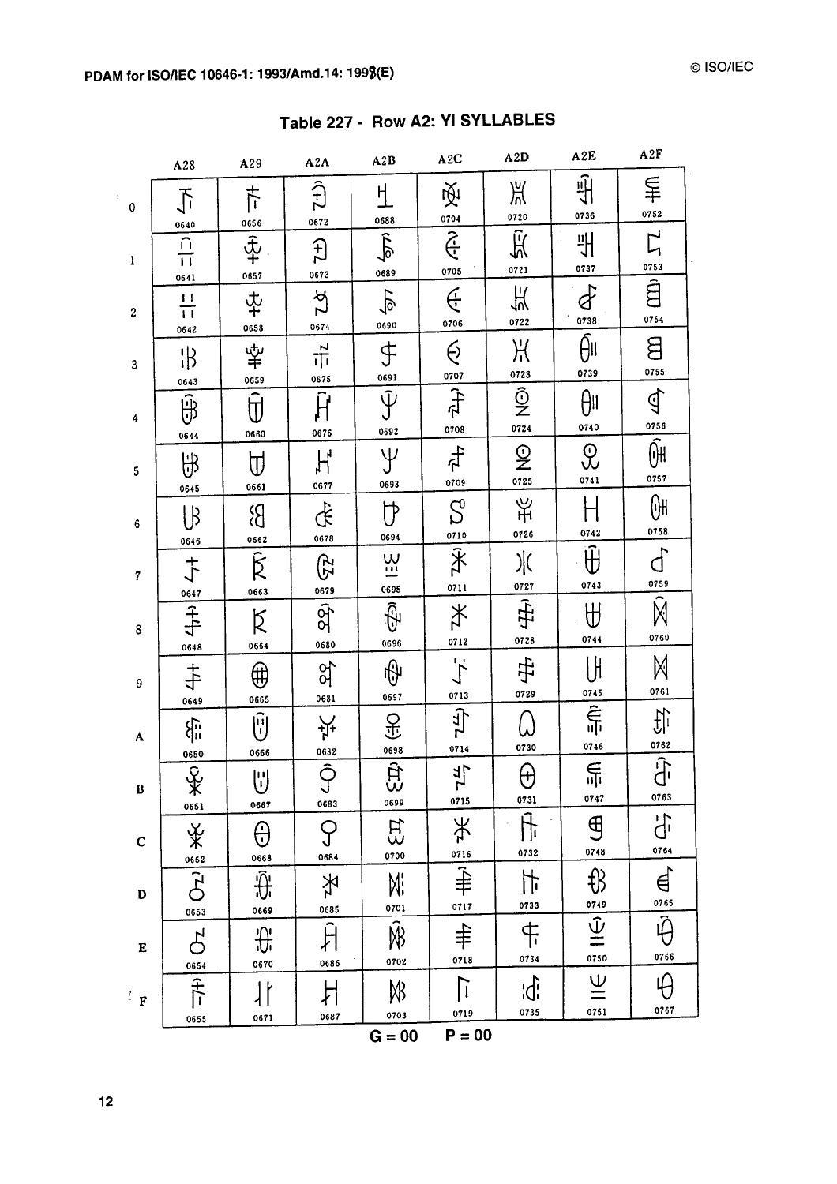## Table 227 - Row A2: YI SYLLABLES

| | A28 | A29 | A2A | A2B | A2C | A2D | A2E | A2F |
|---|---|---|---|---|---|---|---|---|
| 0 | 0640 | 0656 | 0672 | 0688 | 0704 | 0720 | 0736 | 0752 |
| 1 | 0641 | 0657 | 0673 | 0689 | 0705 | 0721 | 0737 | 0753 |
| 2 | 0642 | 0658 | 0674 | 0690 | 0706 | 0722 | 0738 | 0754 |
| 3 | 0643 | 0659 | 0675 | 0691 | 0707 | 0723 | 0739 | 0755 |
| 4 | 0644 | 0660 | 0676 | 0692 | 0708 | 0724 | 0740 | 0756 |
| 5 | 0645 | 0661 | 0677 | 0693 | 0709 | 0725 | 0741 | 0757 |
| 6 | 0646 | 0662 | 0678 | 0694 | 0710 | 0726 | 0742 | 0758 |
| 7 | 0647 | 0663 | 0679 | 0695 | 0711 | 0727 | 0743 | 0759 |
| 8 | 0648 | 0664 | 0680 | 0696 | 0712 | 0728 | 0744 | 0760 |
| 9 | 0649 | 0665 | 0681 | 0697 | 0713 | 0729 | 0745 | 0761 |
| A | 0650 | 0666 | 0682 | 0698 | 0714 | 0730 | 0746 | 0762 |
| B | 0651 | 0667 | 0683 | 0699 | 0715 | 0731 | 0747 | 0763 |
| C | 0652 | 0668 | 0684 | 0700 | 0716 | 0732 | 0748 | 0764 |
| D | 0653 | 0669 | 0685 | 0701 | 0717 | 0733 | 0749 | 0765 |
| E | 0654 | 0670 | 0686 | 0702 | 0718 | 0734 | 0750 | 0766 |
| F | 0655 | 0671 | 0687 | 0703 | 0719 | 0735 | 0751 | 0767 |

G = 00 P = 00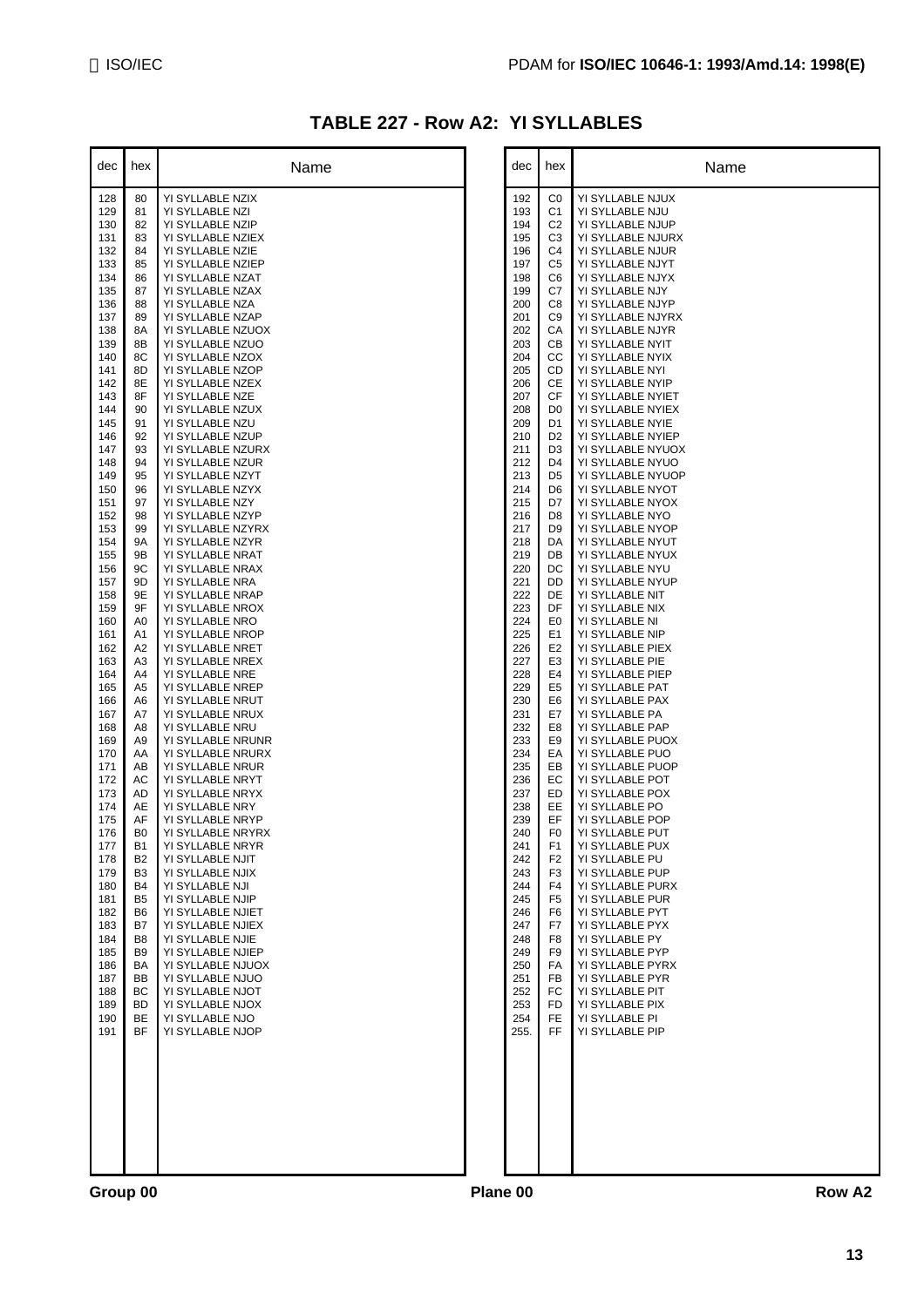# TABLE 227 - Row A2: YI SYLLABLES

| dec | hex | Name |
|---|---|---|
| 128 | 80 | YI SYLLABLE NZIX |
| 129 | 81 | YI SYLLABLE NZI |
| 130 | 82 | YI SYLLABLE NZIP |
| 131 | 83 | YI SYLLABLE NZIEX |
| 132 | 84 | YI SYLLABLE NZIE |
| 133 | 85 | YI SYLLABLE NZIEP |
| 134 | 86 | YI SYLLABLE NZAT |
| 135 | 87 | YI SYLLABLE NZAX |
| 136 | 88 | YI SYLLABLE NZA |
| 137 | 89 | YI SYLLABLE NZAP |
| 138 | 8A | YI SYLLABLE NZUOX |
| 139 | 8B | YI SYLLABLE NZUO |
| 140 | 8C | YI SYLLABLE NZOX |
| 141 | 8D | YI SYLLABLE NZOP |
| 142 | 8E | YI SYLLABLE NZEX |
| 143 | 8F | YI SYLLABLE NZE |
| 144 | 90 | YI SYLLABLE NZUX |
| 145 | 91 | YI SYLLABLE NZU |
| 146 | 92 | YI SYLLABLE NZUP |
| 147 | 93 | YI SYLLABLE NZURX |
| 148 | 94 | YI SYLLABLE NZUR |
| 149 | 95 | YI SYLLABLE NZYT |
| 150 | 96 | YI SYLLABLE NZYX |
| 151 | 97 | YI SYLLABLE NZY |
| 152 | 98 | YI SYLLABLE NZYP |
| 153 | 99 | YI SYLLABLE NZYRX |
| 154 | 9A | YI SYLLABLE NZYR |
| 155 | 9B | YI SYLLABLE NRAT |
| 156 | 9C | YI SYLLABLE NRAX |
| 157 | 9D | YI SYLLABLE NRA |
| 158 | 9E | YI SYLLABLE NRAP |
| 159 | 9F | YI SYLLABLE NROX |
| 160 | A0 | YI SYLLABLE NRO |
| 161 | A1 | YI SYLLABLE NROP |
| 162 | A2 | YI SYLLABLE NRET |
| 163 | A3 | YI SYLLABLE NREX |
| 164 | A4 | YI SYLLABLE NRE |
| 165 | A5 | YI SYLLABLE NREP |
| 166 | A6 | YI SYLLABLE NRUT |
| 167 | A7 | YI SYLLABLE NRUX |
| 168 | A8 | YI SYLLABLE NRU |
| 169 | A9 | YI SYLLABLE NRUNR |
| 170 | AA | YI SYLLABLE NRURX |
| 171 | AB | YI SYLLABLE NRUR |
| 172 | AC | YI SYLLABLE NRYT |
| 173 | AD | YI SYLLABLE NRYX |
| 174 | AE | YI SYLLABLE NRY |
| 175 | AF | YI SYLLABLE NRYP |
| 176 | B0 | YI SYLLABLE NRYRX |
| 177 | B1 | YI SYLLABLE NRYR |
| 178 | B2 | YI SYLLABLE NJIT |
| 179 | B3 | YI SYLLABLE NJIX |
| 180 | B4 | YI SYLLABLE NJI |
| 181 | B5 | YI SYLLABLE NJIP |
| 182 | B6 | YI SYLLABLE NJIET |
| 183 | B7 | YI SYLLABLE NJIEX |
| 184 | B8 | YI SYLLABLE NJIE |
| 185 | B9 | YI SYLLABLE NJIEP |
| 186 | BA | YI SYLLABLE NJUOX |
| 187 | BB | YI SYLLABLE NJUO |
| 188 | BC | YI SYLLABLE NJOT |
| 189 | BD | YI SYLLABLE NJOX |
| 190 | BE | YI SYLLABLE NJO |
| 191 | BF | YI SYLLABLE NJOP |
| 192 | C0 | YI SYLLABLE NJUX |
| 193 | C1 | YI SYLLABLE NJU |
| 194 | C2 | YI SYLLABLE NJUP |
| 195 | C3 | YI SYLLABLE NJURX |
| 196 | C4 | YI SYLLABLE NJUR |
| 197 | C5 | YI SYLLABLE NJYT |
| 198 | C6 | YI SYLLABLE NJYX |
| 199 | C7 | YI SYLLABLE NJY |
| 200 | C8 | YI SYLLABLE NJYP |
| 201 | C9 | YI SYLLABLE NJYRX |
| 202 | CA | YI SYLLABLE NJYR |
| 203 | CB | YI SYLLABLE NYIT |
| 204 | CC | YI SYLLABLE NYIX |
| 205 | CD | YI SYLLABLE NYI |
| 206 | CE | YI SYLLABLE NYIP |
| 207 | CF | YI SYLLABLE NYIET |
| 208 | D0 | YI SYLLABLE NYIEX |
| 209 | D1 | YI SYLLABLE NYIE |
| 210 | D2 | YI SYLLABLE NYIEP |
| 211 | D3 | YI SYLLABLE NYUOX |
| 212 | D4 | YI SYLLABLE NYUO |
| 213 | D5 | YI SYLLABLE NYUOP |
| 214 | D6 | YI SYLLABLE NYOT |
| 215 | D7 | YI SYLLABLE NYOX |
| 216 | D8 | YI SYLLABLE NYO |
| 217 | D9 | YI SYLLABLE NYOP |
| 218 | DA | YI SYLLABLE NYUT |
| 219 | DB | YI SYLLABLE NYUX |
| 220 | DC | YI SYLLABLE NYU |
| 221 | DD | YI SYLLABLE NYUP |
| 222 | DE | YI SYLLABLE NIT |
| 223 | DF | YI SYLLABLE NIX |
| 224 | E0 | YI SYLLABLE NI |
| 225 | E1 | YI SYLLABLE NIP |
| 226 | E2 | YI SYLLABLE PIEX |
| 227 | E3 | YI SYLLABLE PIE |
| 228 | E4 | YI SYLLABLE PIEP |
| 229 | E5 | YI SYLLABLE PAT |
| 230 | E6 | YI SYLLABLE PAX |
| 231 | E7 | YI SYLLABLE PA |
| 232 | E8 | YI SYLLABLE PAP |
| 233 | E9 | YI SYLLABLE PUOX |
| 234 | EA | YI SYLLABLE PUO |
| 235 | EB | YI SYLLABLE PUOP |
| 236 | EC | YI SYLLABLE POT |
| 237 | ED | YI SYLLABLE POX |
| 238 | EE | YI SYLLABLE PO |
| 239 | EF | YI SYLLABLE POP |
| 240 | F0 | YI SYLLABLE PUT |
| 241 | F1 | YI SYLLABLE PUX |
| 242 | F2 | YI SYLLABLE PU |
| 243 | F3 | YI SYLLABLE PUP |
| 244 | F4 | YI SYLLABLE PURX |
| 245 | F5 | YI SYLLABLE PUR |
| 246 | F6 | YI SYLLABLE PYT |
| 247 | F7 | YI SYLLABLE PYX |
| 248 | F8 | YI SYLLABLE PY |
| 249 | F9 | YI SYLLABLE PYP |
| 250 | FA | YI SYLLABLE PYRX |
| 251 | FB | YI SYLLABLE PYR |
| 252 | FC | YI SYLLABLE PIT |
| 253 | FD | YI SYLLABLE PIX |
| 254 | FE | YI SYLLABLE PI |
| 255. | FF | YI SYLLABLE PIP |

**Group 00** **Plane 00** **Row A2**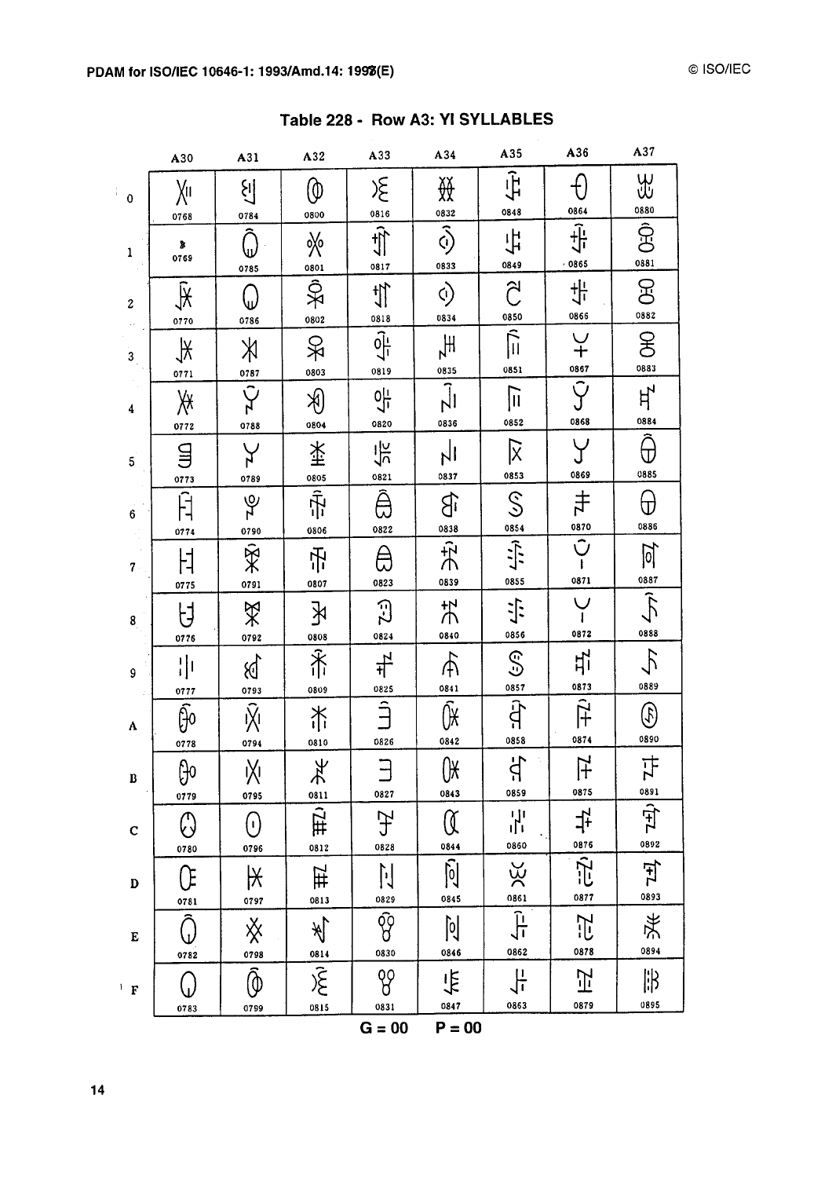## Table 228 - Row A3: YI SYLLABLES

| | A30 | A31 | A32 | A33 | A34 | A35 | A36 | A37 |
|---|---|---|---|---|---|---|---|---|
| 0 | 0768 | 0784 | 0800 | 0816 | 0832 | 0848 | 0864 | 0880 |
| 1 | 0769 | 0785 | 0801 | 0817 | 0833 | 0849 | 0865 | 0881 |
| 2 | 0770 | 0786 | 0802 | 0818 | 0834 | 0850 | 0866 | 0882 |
| 3 | 0771 | 0787 | 0803 | 0819 | 0835 | 0851 | 0867 | 0883 |
| 4 | 0772 | 0788 | 0804 | 0820 | 0836 | 0852 | 0868 | 0884 |
| 5 | 0773 | 0789 | 0805 | 0821 | 0837 | 0853 | 0869 | 0885 |
| 6 | 0774 | 0790 | 0806 | 0822 | 0838 | 0854 | 0870 | 0886 |
| 7 | 0775 | 0791 | 0807 | 0823 | 0839 | 0855 | 0871 | 0887 |
| 8 | 0776 | 0792 | 0808 | 0824 | 0840 | 0856 | 0872 | 0888 |
| 9 | 0777 | 0793 | 0809 | 0825 | 0841 | 0857 | 0873 | 0889 |
| A | 0778 | 0794 | 0810 | 0826 | 0842 | 0858 | 0874 | 0890 |
| B | 0779 | 0795 | 0811 | 0827 | 0843 | 0859 | 0875 | 0891 |
| C | 0780 | 0796 | 0812 | 0828 | 0844 | 0860 | 0876 | 0892 |
| D | 0781 | 0797 | 0813 | 0829 | 0845 | 0861 | 0877 | 0893 |
| E | 0782 | 0798 | 0814 | 0830 | 0846 | 0862 | 0878 | 0894 |
| F | 0783 | 0799 | 0815 | 0831 | 0847 | 0863 | 0879 | 0895 |

G = 00 P = 00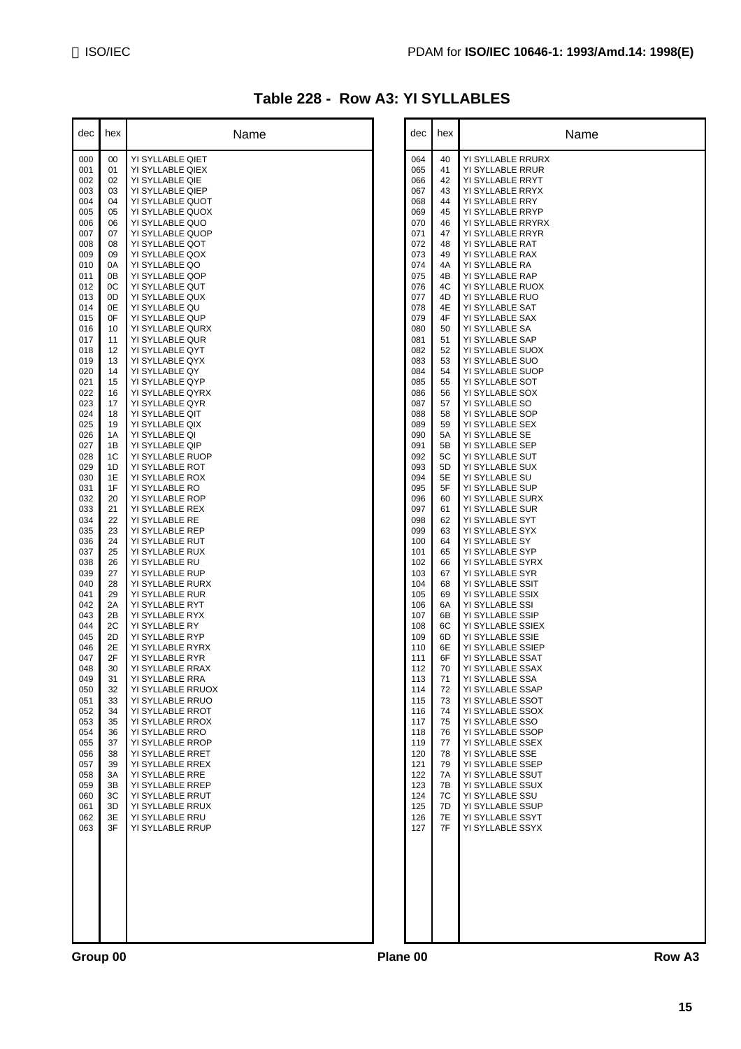# Table 228 - Row A3: YI SYLLABLES

| dec | hex | Name |
|---|---|---|
| 000 | 00 | YI SYLLABLE QIET |
| 001 | 01 | YI SYLLABLE QIEX |
| 002 | 02 | YI SYLLABLE QIE |
| 003 | 03 | YI SYLLABLE QIEP |
| 004 | 04 | YI SYLLABLE QUOT |
| 005 | 05 | YI SYLLABLE QUOX |
| 006 | 06 | YI SYLLABLE QUO |
| 007 | 07 | YI SYLLABLE QUOP |
| 008 | 08 | YI SYLLABLE QOT |
| 009 | 09 | YI SYLLABLE QOX |
| 010 | 0A | YI SYLLABLE QO |
| 011 | 0B | YI SYLLABLE QOP |
| 012 | 0C | YI SYLLABLE QUT |
| 013 | 0D | YI SYLLABLE QUX |
| 014 | 0E | YI SYLLABLE QU |
| 015 | 0F | YI SYLLABLE QUP |
| 016 | 10 | YI SYLLABLE QURX |
| 017 | 11 | YI SYLLABLE QUR |
| 018 | 12 | YI SYLLABLE QYT |
| 019 | 13 | YI SYLLABLE QYX |
| 020 | 14 | YI SYLLABLE QY |
| 021 | 15 | YI SYLLABLE QYP |
| 022 | 16 | YI SYLLABLE QYRX |
| 023 | 17 | YI SYLLABLE QYR |
| 024 | 18 | YI SYLLABLE QIT |
| 025 | 19 | YI SYLLABLE QIX |
| 026 | 1A | YI SYLLABLE QI |
| 027 | 1B | YI SYLLABLE QIP |
| 028 | 1C | YI SYLLABLE RUOP |
| 029 | 1D | YI SYLLABLE ROT |
| 030 | 1E | YI SYLLABLE ROX |
| 031 | 1F | YI SYLLABLE RO |
| 032 | 20 | YI SYLLABLE ROP |
| 033 | 21 | YI SYLLABLE REX |
| 034 | 22 | YI SYLLABLE RE |
| 035 | 23 | YI SYLLABLE REP |
| 036 | 24 | YI SYLLABLE RUT |
| 037 | 25 | YI SYLLABLE RUX |
| 038 | 26 | YI SYLLABLE RU |
| 039 | 27 | YI SYLLABLE RUP |
| 040 | 28 | YI SYLLABLE RURX |
| 041 | 29 | YI SYLLABLE RUR |
| 042 | 2A | YI SYLLABLE RYT |
| 043 | 2B | YI SYLLABLE RYX |
| 044 | 2C | YI SYLLABLE RY |
| 045 | 2D | YI SYLLABLE RYP |
| 046 | 2E | YI SYLLABLE RYRX |
| 047 | 2F | YI SYLLABLE RYR |
| 048 | 30 | YI SYLLABLE RRAX |
| 049 | 31 | YI SYLLABLE RRA |
| 050 | 32 | YI SYLLABLE RRUOX |
| 051 | 33 | YI SYLLABLE RRUO |
| 052 | 34 | YI SYLLABLE RROT |
| 053 | 35 | YI SYLLABLE RROX |
| 054 | 36 | YI SYLLABLE RRO |
| 055 | 37 | YI SYLLABLE RROP |
| 056 | 38 | YI SYLLABLE RRET |
| 057 | 39 | YI SYLLABLE RREX |
| 058 | 3A | YI SYLLABLE RRE |
| 059 | 3B | YI SYLLABLE RREP |
| 060 | 3C | YI SYLLABLE RRUT |
| 061 | 3D | YI SYLLABLE RRUX |
| 062 | 3E | YI SYLLABLE RRU |
| 063 | 3F | YI SYLLABLE RRUP |
| 064 | 40 | YI SYLLABLE RRURX |
| 065 | 41 | YI SYLLABLE RRUR |
| 066 | 42 | YI SYLLABLE RRYT |
| 067 | 43 | YI SYLLABLE RRYX |
| 068 | 44 | YI SYLLABLE RRY |
| 069 | 45 | YI SYLLABLE RRYP |
| 070 | 46 | YI SYLLABLE RRYRX |
| 071 | 47 | YI SYLLABLE RRYR |
| 072 | 48 | YI SYLLABLE RAT |
| 073 | 49 | YI SYLLABLE RAX |
| 074 | 4A | YI SYLLABLE RA |
| 075 | 4B | YI SYLLABLE RAP |
| 076 | 4C | YI SYLLABLE RUOX |
| 077 | 4D | YI SYLLABLE RUO |
| 078 | 4E | YI SYLLABLE SAT |
| 079 | 4F | YI SYLLABLE SAX |
| 080 | 50 | YI SYLLABLE SA |
| 081 | 51 | YI SYLLABLE SAP |
| 082 | 52 | YI SYLLABLE SUOX |
| 083 | 53 | YI SYLLABLE SUO |
| 084 | 54 | YI SYLLABLE SUOP |
| 085 | 55 | YI SYLLABLE SOT |
| 086 | 56 | YI SYLLABLE SOX |
| 087 | 57 | YI SYLLABLE SO |
| 088 | 58 | YI SYLLABLE SOP |
| 089 | 59 | YI SYLLABLE SEX |
| 090 | 5A | YI SYLLABLE SE |
| 091 | 5B | YI SYLLABLE SEP |
| 092 | 5C | YI SYLLABLE SUT |
| 093 | 5D | YI SYLLABLE SUX |
| 094 | 5E | YI SYLLABLE SU |
| 095 | 5F | YI SYLLABLE SUP |
| 096 | 60 | YI SYLLABLE SURX |
| 097 | 61 | YI SYLLABLE SUR |
| 098 | 62 | YI SYLLABLE SYT |
| 099 | 63 | YI SYLLABLE SYX |
| 100 | 64 | YI SYLLABLE SY |
| 101 | 65 | YI SYLLABLE SYP |
| 102 | 66 | YI SYLLABLE SYRX |
| 103 | 67 | YI SYLLABLE SYR |
| 104 | 68 | YI SYLLABLE SSIT |
| 105 | 69 | YI SYLLABLE SSIX |
| 106 | 6A | YI SYLLABLE SSI |
| 107 | 6B | YI SYLLABLE SSIP |
| 108 | 6C | YI SYLLABLE SSIEX |
| 109 | 6D | YI SYLLABLE SSIE |
| 110 | 6E | YI SYLLABLE SSIEP |
| 111 | 6F | YI SYLLABLE SSAT |
| 112 | 70 | YI SYLLABLE SSAX |
| 113 | 71 | YI SYLLABLE SSA |
| 114 | 72 | YI SYLLABLE SSAP |
| 115 | 73 | YI SYLLABLE SSOT |
| 116 | 74 | YI SYLLABLE SSOX |
| 117 | 75 | YI SYLLABLE SSO |
| 118 | 76 | YI SYLLABLE SSOP |
| 119 | 77 | YI SYLLABLE SSEX |
| 120 | 78 | YI SYLLABLE SSE |
| 121 | 79 | YI SYLLABLE SSEP |
| 122 | 7A | YI SYLLABLE SSUT |
| 123 | 7B | YI SYLLABLE SSUX |
| 124 | 7C | YI SYLLABLE SSU |
| 125 | 7D | YI SYLLABLE SSUP |
| 126 | 7E | YI SYLLABLE SSYT |
| 127 | 7F | YI SYLLABLE SSYX |

Group 00 Plane 00 Row A3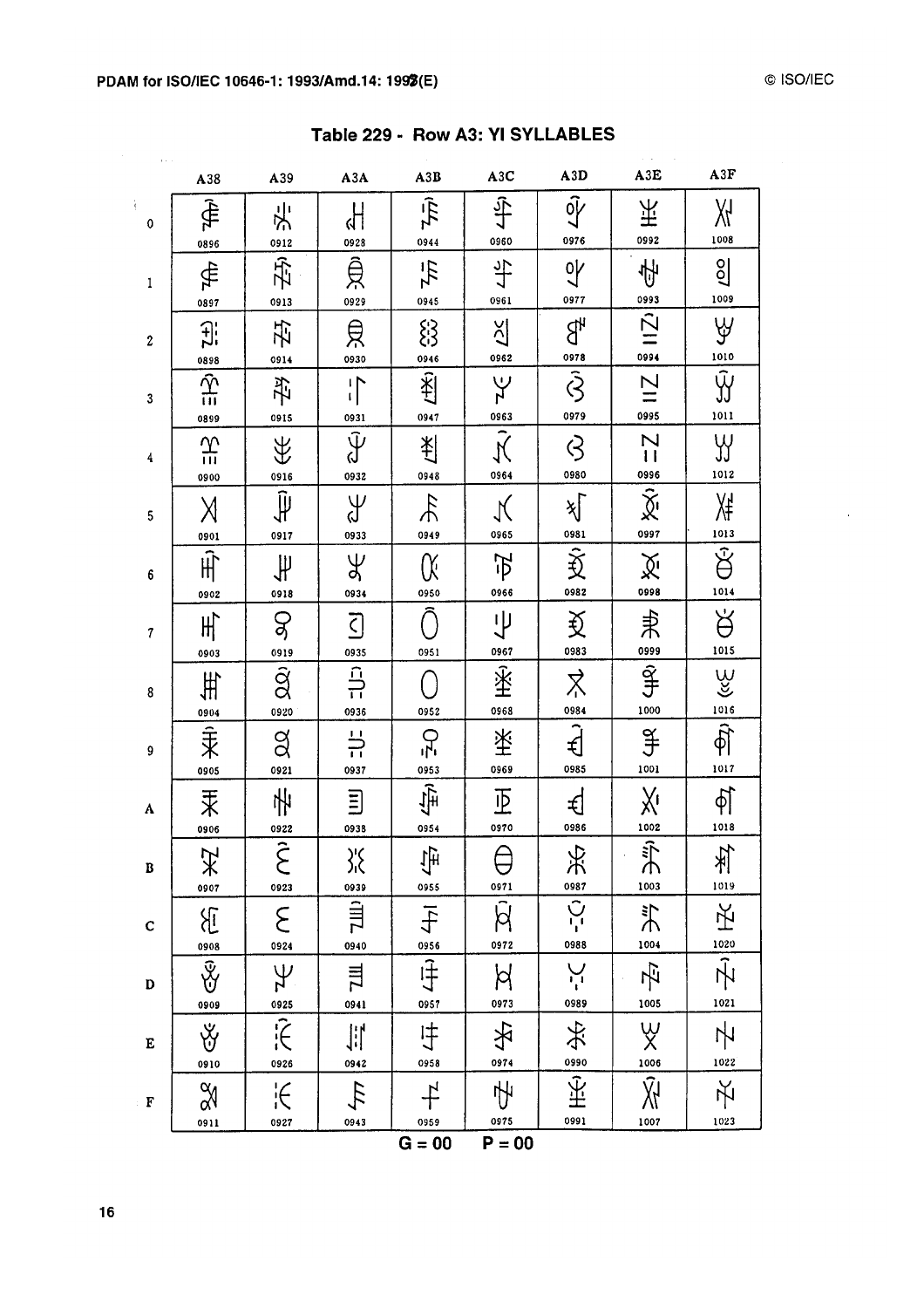## Table 229 - Row A3: YI SYLLABLES

| | A38 | A39 | A3A | A3B | A3C | A3D | A3E | A3F |
|---|---|---|---|---|---|---|---|---|
| 0 | 0896 | 0912 | 0928 | 0944 | 0960 | 0976 | 0992 | 1008 |
| 1 | 0897 | 0913 | 0929 | 0945 | 0961 | 0977 | 0993 | 1009 |
| 2 | 0898 | 0914 | 0930 | 0946 | 0962 | 0978 | 0994 | 1010 |
| 3 | 0899 | 0915 | 0931 | 0947 | 0963 | 0979 | 0995 | 1011 |
| 4 | 0900 | 0916 | 0932 | 0948 | 0964 | 0980 | 0996 | 1012 |
| 5 | 0901 | 0917 | 0933 | 0949 | 0965 | 0981 | 0997 | 1013 |
| 6 | 0902 | 0918 | 0934 | 0950 | 0966 | 0982 | 0998 | 1014 |
| 7 | 0903 | 0919 | 0935 | 0951 | 0967 | 0983 | 0999 | 1015 |
| 8 | 0904 | 0920 | 0936 | 0952 | 0968 | 0984 | 1000 | 1016 |
| 9 | 0905 | 0921 | 0937 | 0953 | 0969 | 0985 | 1001 | 1017 |
| A | 0906 | 0922 | 0938 | 0954 | 0970 | 0986 | 1002 | 1018 |
| B | 0907 | 0923 | 0939 | 0955 | 0971 | 0987 | 1003 | 1019 |
| C | 0908 | 0924 | 0940 | 0956 | 0972 | 0988 | 1004 | 1020 |
| D | 0909 | 0925 | 0941 | 0957 | 0973 | 0989 | 1005 | 1021 |
| E | 0910 | 0926 | 0942 | 0958 | 0974 | 0990 | 1006 | 1022 |
| F | 0911 | 0927 | 0943 | 0959 | 0975 | 0991 | 1007 | 1023 |

G = 00 P = 00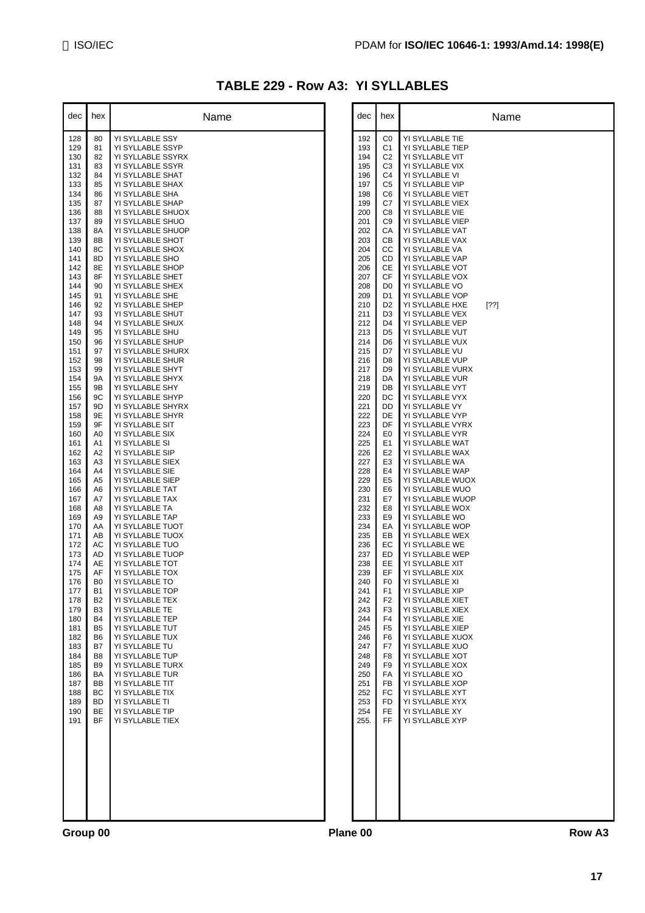# TABLE 229 - Row A3: YI SYLLABLES

| dec | hex | Name |
|---|---|---|
| 128 | 80 | YI SYLLABLE SSY |
| 129 | 81 | YI SYLLABLE SSYP |
| 130 | 82 | YI SYLLABLE SSYRX |
| 131 | 83 | YI SYLLABLE SSYR |
| 132 | 84 | YI SYLLABLE SHAT |
| 133 | 85 | YI SYLLABLE SHAX |
| 134 | 86 | YI SYLLABLE SHA |
| 135 | 87 | YI SYLLABLE SHAP |
| 136 | 88 | YI SYLLABLE SHUOX |
| 137 | 89 | YI SYLLABLE SHUO |
| 138 | 8A | YI SYLLABLE SHUOP |
| 139 | 8B | YI SYLLABLE SHOT |
| 140 | 8C | YI SYLLABLE SHOX |
| 141 | 8D | YI SYLLABLE SHO |
| 142 | 8E | YI SYLLABLE SHOP |
| 143 | 8F | YI SYLLABLE SHET |
| 144 | 90 | YI SYLLABLE SHEX |
| 145 | 91 | YI SYLLABLE SHE |
| 146 | 92 | YI SYLLABLE SHEP |
| 147 | 93 | YI SYLLABLE SHUT |
| 148 | 94 | YI SYLLABLE SHUX |
| 149 | 95 | YI SYLLABLE SHU |
| 150 | 96 | YI SYLLABLE SHUP |
| 151 | 97 | YI SYLLABLE SHURX |
| 152 | 98 | YI SYLLABLE SHUR |
| 153 | 99 | YI SYLLABLE SHYT |
| 154 | 9A | YI SYLLABLE SHYX |
| 155 | 9B | YI SYLLABLE SHY |
| 156 | 9C | YI SYLLABLE SHYP |
| 157 | 9D | YI SYLLABLE SHYRX |
| 158 | 9E | YI SYLLABLE SHYR |
| 159 | 9F | YI SYLLABLE SIT |
| 160 | A0 | YI SYLLABLE SIX |
| 161 | A1 | YI SYLLABLE SI |
| 162 | A2 | YI SYLLABLE SIP |
| 163 | A3 | YI SYLLABLE SIEX |
| 164 | A4 | YI SYLLABLE SIE |
| 165 | A5 | YI SYLLABLE SIEP |
| 166 | A6 | YI SYLLABLE TAT |
| 167 | A7 | YI SYLLABLE TAX |
| 168 | A8 | YI SYLLABLE TA |
| 169 | A9 | YI SYLLABLE TAP |
| 170 | AA | YI SYLLABLE TUOT |
| 171 | AB | YI SYLLABLE TUOX |
| 172 | AC | YI SYLLABLE TUO |
| 173 | AD | YI SYLLABLE TUOP |
| 174 | AE | YI SYLLABLE TOT |
| 175 | AF | YI SYLLABLE TOX |
| 176 | B0 | YI SYLLABLE TO |
| 177 | B1 | YI SYLLABLE TOP |
| 178 | B2 | YI SYLLABLE TEX |
| 179 | B3 | YI SYLLABLE TE |
| 180 | B4 | YI SYLLABLE TEP |
| 181 | B5 | YI SYLLABLE TUT |
| 182 | B6 | YI SYLLABLE TUX |
| 183 | B7 | YI SYLLABLE TU |
| 184 | B8 | YI SYLLABLE TUP |
| 185 | B9 | YI SYLLABLE TURX |
| 186 | BA | YI SYLLABLE TUR |
| 187 | BB | YI SYLLABLE TIT |
| 188 | BC | YI SYLLABLE TIX |
| 189 | BD | YI SYLLABLE TI |
| 190 | BE | YI SYLLABLE TIP |
| 191 | BF | YI SYLLABLE TIEX |
| 192 | C0 | YI SYLLABLE TIE |
| 193 | C1 | YI SYLLABLE TIEP |
| 194 | C2 | YI SYLLABLE VIT |
| 195 | C3 | YI SYLLABLE VIX |
| 196 | C4 | YI SYLLABLE VI |
| 197 | C5 | YI SYLLABLE VIP |
| 198 | C6 | YI SYLLABLE VIET |
| 199 | C7 | YI SYLLABLE VIEX |
| 200 | C8 | YI SYLLABLE VIE |
| 201 | C9 | YI SYLLABLE VIEP |
| 202 | CA | YI SYLLABLE VAT |
| 203 | CB | YI SYLLABLE VAX |
| 204 | CC | YI SYLLABLE VA |
| 205 | CD | YI SYLLABLE VAP |
| 206 | CE | YI SYLLABLE VOT |
| 207 | CF | YI SYLLABLE VOX |
| 208 | D0 | YI SYLLABLE VO |
| 209 | D1 | YI SYLLABLE VOP |
| 210 | D2 | YI SYLLABLE HXE [??] |
| 211 | D3 | YI SYLLABLE VEX |
| 212 | D4 | YI SYLLABLE VEP |
| 213 | D5 | YI SYLLABLE VUT |
| 214 | D6 | YI SYLLABLE VUX |
| 215 | D7 | YI SYLLABLE VU |
| 216 | D8 | YI SYLLABLE VUP |
| 217 | D9 | YI SYLLABLE VURX |
| 218 | DA | YI SYLLABLE VUR |
| 219 | DB | YI SYLLABLE VYT |
| 220 | DC | YI SYLLABLE VYX |
| 221 | DD | YI SYLLABLE VY |
| 222 | DE | YI SYLLABLE VYP |
| 223 | DF | YI SYLLABLE VYRX |
| 224 | E0 | YI SYLLABLE VYR |
| 225 | E1 | YI SYLLABLE WAT |
| 226 | E2 | YI SYLLABLE WAX |
| 227 | E3 | YI SYLLABLE WA |
| 228 | E4 | YI SYLLABLE WAP |
| 229 | E5 | YI SYLLABLE WUOX |
| 230 | E6 | YI SYLLABLE WUO |
| 231 | E7 | YI SYLLABLE WUOP |
| 232 | E8 | YI SYLLABLE WOX |
| 233 | E9 | YI SYLLABLE WO |
| 234 | EA | YI SYLLABLE WOP |
| 235 | EB | YI SYLLABLE WEX |
| 236 | EC | YI SYLLABLE WE |
| 237 | ED | YI SYLLABLE WEP |
| 238 | EE | YI SYLLABLE XIT |
| 239 | EF | YI SYLLABLE XIX |
| 240 | F0 | YI SYLLABLE XI |
| 241 | F1 | YI SYLLABLE XIP |
| 242 | F2 | YI SYLLABLE XIET |
| 243 | F3 | YI SYLLABLE XIEX |
| 244 | F4 | YI SYLLABLE XIE |
| 245 | F5 | YI SYLLABLE XIEP |
| 246 | F6 | YI SYLLABLE XUOX |
| 247 | F7 | YI SYLLABLE XUO |
| 248 | F8 | YI SYLLABLE XOT |
| 249 | F9 | YI SYLLABLE XOX |
| 250 | FA | YI SYLLABLE XO |
| 251 | FB | YI SYLLABLE XOP |
| 252 | FC | YI SYLLABLE XYT |
| 253 | FD | YI SYLLABLE XYX |
| 254 | FE | YI SYLLABLE XY |
| 255. | FF | YI SYLLABLE XYP |

Group 00 Plane 00 Row A3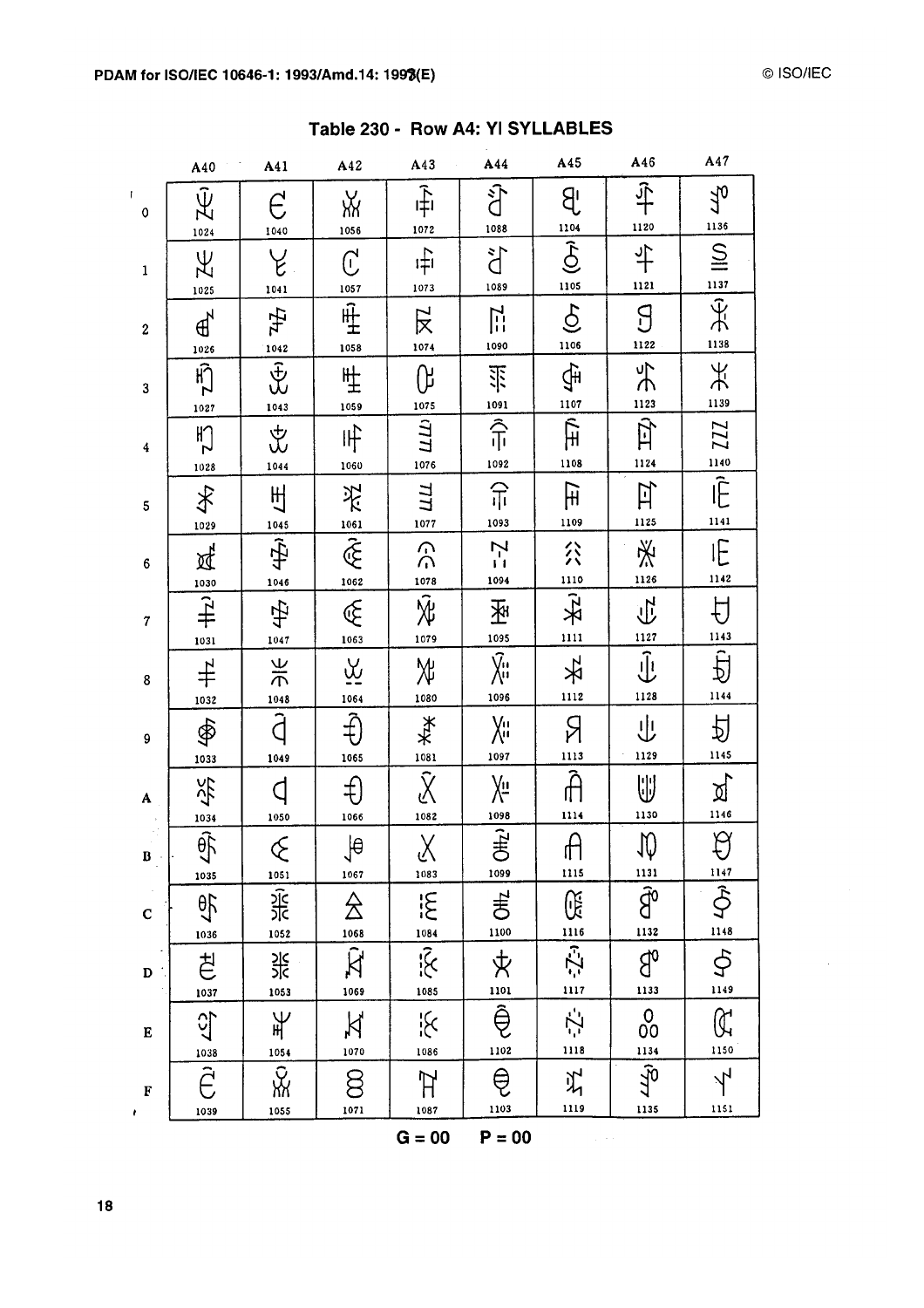## Table 230 - Row A4: YI SYLLABLES

| | A40 | A41 | A42 | A43 | A44 | A45 | A46 | A47 |
|---|---|---|---|---|---|---|---|---|
| 0 | 1024 | 1040 | 1056 | 1072 | 1088 | 1104 | 1120 | 1136 |
| 1 | 1025 | 1041 | 1057 | 1073 | 1089 | 1105 | 1121 | 1137 |
| 2 | 1026 | 1042 | 1058 | 1074 | 1090 | 1106 | 1122 | 1138 |
| 3 | 1027 | 1043 | 1059 | 1075 | 1091 | 1107 | 1123 | 1139 |
| 4 | 1028 | 1044 | 1060 | 1076 | 1092 | 1108 | 1124 | 1140 |
| 5 | 1029 | 1045 | 1061 | 1077 | 1093 | 1109 | 1125 | 1141 |
| 6 | 1030 | 1046 | 1062 | 1078 | 1094 | 1110 | 1126 | 1142 |
| 7 | 1031 | 1047 | 1063 | 1079 | 1095 | 1111 | 1127 | 1143 |
| 8 | 1032 | 1048 | 1064 | 1080 | 1096 | 1112 | 1128 | 1144 |
| 9 | 1033 | 1049 | 1065 | 1081 | 1097 | 1113 | 1129 | 1145 |
| A | 1034 | 1050 | 1066 | 1082 | 1098 | 1114 | 1130 | 1146 |
| B | 1035 | 1051 | 1067 | 1083 | 1099 | 1115 | 1131 | 1147 |
| C | 1036 | 1052 | 1068 | 1084 | 1100 | 1116 | 1132 | 1148 |
| D | 1037 | 1053 | 1069 | 1085 | 1101 | 1117 | 1133 | 1149 |
| E | 1038 | 1054 | 1070 | 1086 | 1102 | 1118 | 1134 | 1150 |
| F | 1039 | 1055 | 1071 | 1087 | 1103 | 1119 | 1135 | 1151 |

G = 00 P = 00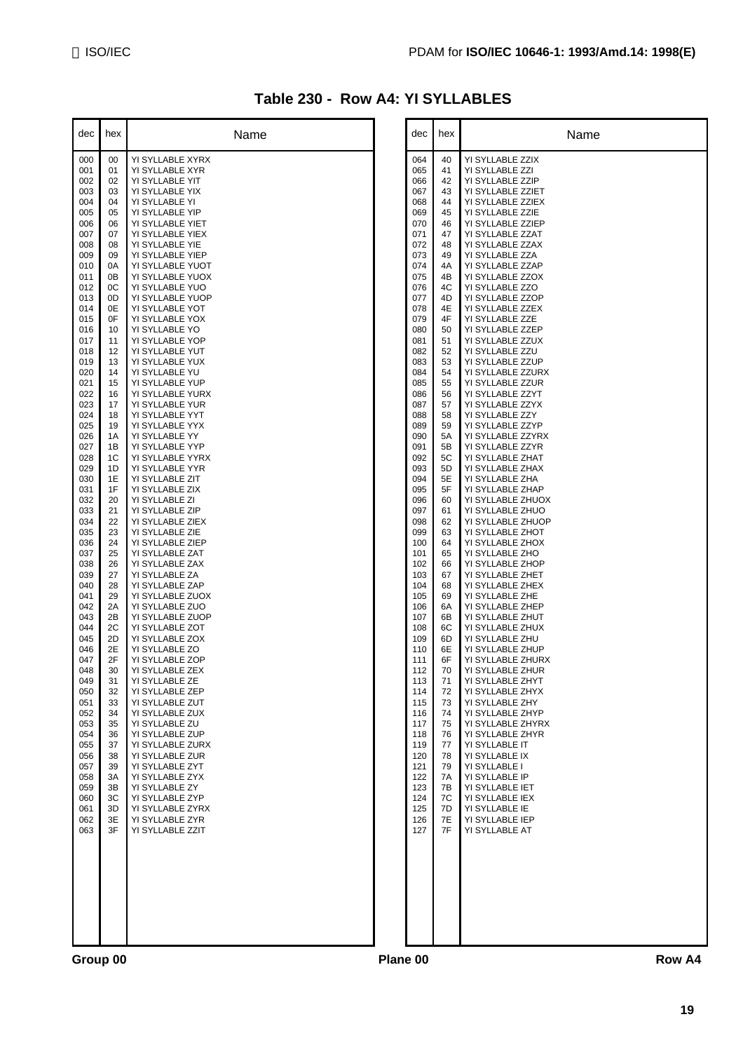## Table 230 - Row A4: YI SYLLABLES

| dec | hex | Name |
|---|---|---|
| 000 | 00 | YI SYLLABLE XYRX |
| 001 | 01 | YI SYLLABLE XYR |
| 002 | 02 | YI SYLLABLE YIT |
| 003 | 03 | YI SYLLABLE YIX |
| 004 | 04 | YI SYLLABLE YI |
| 005 | 05 | YI SYLLABLE YIP |
| 006 | 06 | YI SYLLABLE YIET |
| 007 | 07 | YI SYLLABLE YIEX |
| 008 | 08 | YI SYLLABLE YIE |
| 009 | 09 | YI SYLLABLE YIEP |
| 010 | 0A | YI SYLLABLE YUOT |
| 011 | 0B | YI SYLLABLE YUOX |
| 012 | 0C | YI SYLLABLE YUO |
| 013 | 0D | YI SYLLABLE YUOP |
| 014 | 0E | YI SYLLABLE YOT |
| 015 | 0F | YI SYLLABLE YOX |
| 016 | 10 | YI SYLLABLE YO |
| 017 | 11 | YI SYLLABLE YOP |
| 018 | 12 | YI SYLLABLE YUT |
| 019 | 13 | YI SYLLABLE YUX |
| 020 | 14 | YI SYLLABLE YU |
| 021 | 15 | YI SYLLABLE YUP |
| 022 | 16 | YI SYLLABLE YURX |
| 023 | 17 | YI SYLLABLE YUR |
| 024 | 18 | YI SYLLABLE YYT |
| 025 | 19 | YI SYLLABLE YYX |
| 026 | 1A | YI SYLLABLE YY |
| 027 | 1B | YI SYLLABLE YYP |
| 028 | 1C | YI SYLLABLE YYRX |
| 029 | 1D | YI SYLLABLE YYR |
| 030 | 1E | YI SYLLABLE ZIT |
| 031 | 1F | YI SYLLABLE ZIX |
| 032 | 20 | YI SYLLABLE ZI |
| 033 | 21 | YI SYLLABLE ZIP |
| 034 | 22 | YI SYLLABLE ZIEX |
| 035 | 23 | YI SYLLABLE ZIE |
| 036 | 24 | YI SYLLABLE ZIEP |
| 037 | 25 | YI SYLLABLE ZAT |
| 038 | 26 | YI SYLLABLE ZAX |
| 039 | 27 | YI SYLLABLE ZA |
| 040 | 28 | YI SYLLABLE ZAP |
| 041 | 29 | YI SYLLABLE ZUOX |
| 042 | 2A | YI SYLLABLE ZUO |
| 043 | 2B | YI SYLLABLE ZUOP |
| 044 | 2C | YI SYLLABLE ZOT |
| 045 | 2D | YI SYLLABLE ZOX |
| 046 | 2E | YI SYLLABLE ZO |
| 047 | 2F | YI SYLLABLE ZOP |
| 048 | 30 | YI SYLLABLE ZEX |
| 049 | 31 | YI SYLLABLE ZE |
| 050 | 32 | YI SYLLABLE ZEP |
| 051 | 33 | YI SYLLABLE ZUT |
| 052 | 34 | YI SYLLABLE ZUX |
| 053 | 35 | YI SYLLABLE ZU |
| 054 | 36 | YI SYLLABLE ZUP |
| 055 | 37 | YI SYLLABLE ZURX |
| 056 | 38 | YI SYLLABLE ZUR |
| 057 | 39 | YI SYLLABLE ZYT |
| 058 | 3A | YI SYLLABLE ZYX |
| 059 | 3B | YI SYLLABLE ZY |
| 060 | 3C | YI SYLLABLE ZYP |
| 061 | 3D | YI SYLLABLE ZYRX |
| 062 | 3E | YI SYLLABLE ZYR |
| 063 | 3F | YI SYLLABLE ZZIT |
| 064 | 40 | YI SYLLABLE ZZIX |
| 065 | 41 | YI SYLLABLE ZZI |
| 066 | 42 | YI SYLLABLE ZZIP |
| 067 | 43 | YI SYLLABLE ZZIET |
| 068 | 44 | YI SYLLABLE ZZIEX |
| 069 | 45 | YI SYLLABLE ZZIE |
| 070 | 46 | YI SYLLABLE ZZIEP |
| 071 | 47 | YI SYLLABLE ZZAT |
| 072 | 48 | YI SYLLABLE ZZAX |
| 073 | 49 | YI SYLLABLE ZZA |
| 074 | 4A | YI SYLLABLE ZZAP |
| 075 | 4B | YI SYLLABLE ZZOX |
| 076 | 4C | YI SYLLABLE ZZO |
| 077 | 4D | YI SYLLABLE ZZOP |
| 078 | 4E | YI SYLLABLE ZZEX |
| 079 | 4F | YI SYLLABLE ZZE |
| 080 | 50 | YI SYLLABLE ZZEP |
| 081 | 51 | YI SYLLABLE ZZUX |
| 082 | 52 | YI SYLLABLE ZZU |
| 083 | 53 | YI SYLLABLE ZZUP |
| 084 | 54 | YI SYLLABLE ZZURX |
| 085 | 55 | YI SYLLABLE ZZUR |
| 086 | 56 | YI SYLLABLE ZZYT |
| 087 | 57 | YI SYLLABLE ZZYX |
| 088 | 58 | YI SYLLABLE ZZY |
| 089 | 59 | YI SYLLABLE ZZYP |
| 090 | 5A | YI SYLLABLE ZZYRX |
| 091 | 5B | YI SYLLABLE ZZYR |
| 092 | 5C | YI SYLLABLE ZHAT |
| 093 | 5D | YI SYLLABLE ZHAX |
| 094 | 5E | YI SYLLABLE ZHA |
| 095 | 5F | YI SYLLABLE ZHAP |
| 096 | 60 | YI SYLLABLE ZHUOX |
| 097 | 61 | YI SYLLABLE ZHUO |
| 098 | 62 | YI SYLLABLE ZHUOP |
| 099 | 63 | YI SYLLABLE ZHOT |
| 100 | 64 | YI SYLLABLE ZHOX |
| 101 | 65 | YI SYLLABLE ZHO |
| 102 | 66 | YI SYLLABLE ZHOP |
| 103 | 67 | YI SYLLABLE ZHET |
| 104 | 68 | YI SYLLABLE ZHEX |
| 105 | 69 | YI SYLLABLE ZHE |
| 106 | 6A | YI SYLLABLE ZHEP |
| 107 | 6B | YI SYLLABLE ZHUT |
| 108 | 6C | YI SYLLABLE ZHUX |
| 109 | 6D | YI SYLLABLE ZHU |
| 110 | 6E | YI SYLLABLE ZHUP |
| 111 | 6F | YI SYLLABLE ZHURX |
| 112 | 70 | YI SYLLABLE ZHUR |
| 113 | 71 | YI SYLLABLE ZHYT |
| 114 | 72 | YI SYLLABLE ZHYX |
| 115 | 73 | YI SYLLABLE ZHY |
| 116 | 74 | YI SYLLABLE ZHYP |
| 117 | 75 | YI SYLLABLE ZHYRX |
| 118 | 76 | YI SYLLABLE ZHYR |
| 119 | 77 | YI SYLLABLE IT |
| 120 | 78 | YI SYLLABLE IX |
| 121 | 79 | YI SYLLABLE I |
| 122 | 7A | YI SYLLABLE IP |
| 123 | 7B | YI SYLLABLE IET |
| 124 | 7C | YI SYLLABLE IEX |
| 125 | 7D | YI SYLLABLE IE |
| 126 | 7E | YI SYLLABLE IEP |
| 127 | 7F | YI SYLLABLE AT |

**Group 00** **Plane 00** **Row A4**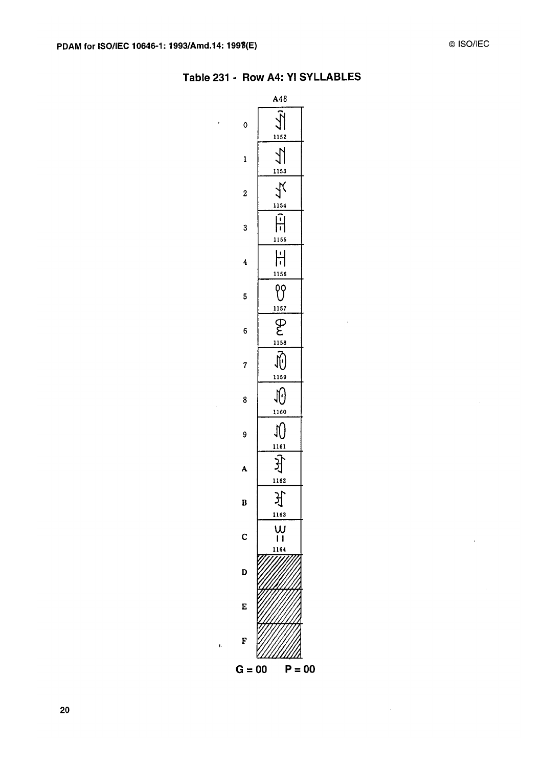# Table 231 - Row A4: YI SYLLABLES

| | A48 |
|---|---|
| 0 | 1152 |
| 1 | 1153 |
| 2 | 1154 |
| 3 | 1155 |
| 4 | 1156 |
| 5 | 1157 |
| 6 | 1158 |
| 7 | 1159 |
| 8 | 1160 |
| 9 | 1161 |
| A | 1162 |
| B | 1163 |
| C | 1164 |
| D | |
| E | |
| F | |

G = 00 P = 00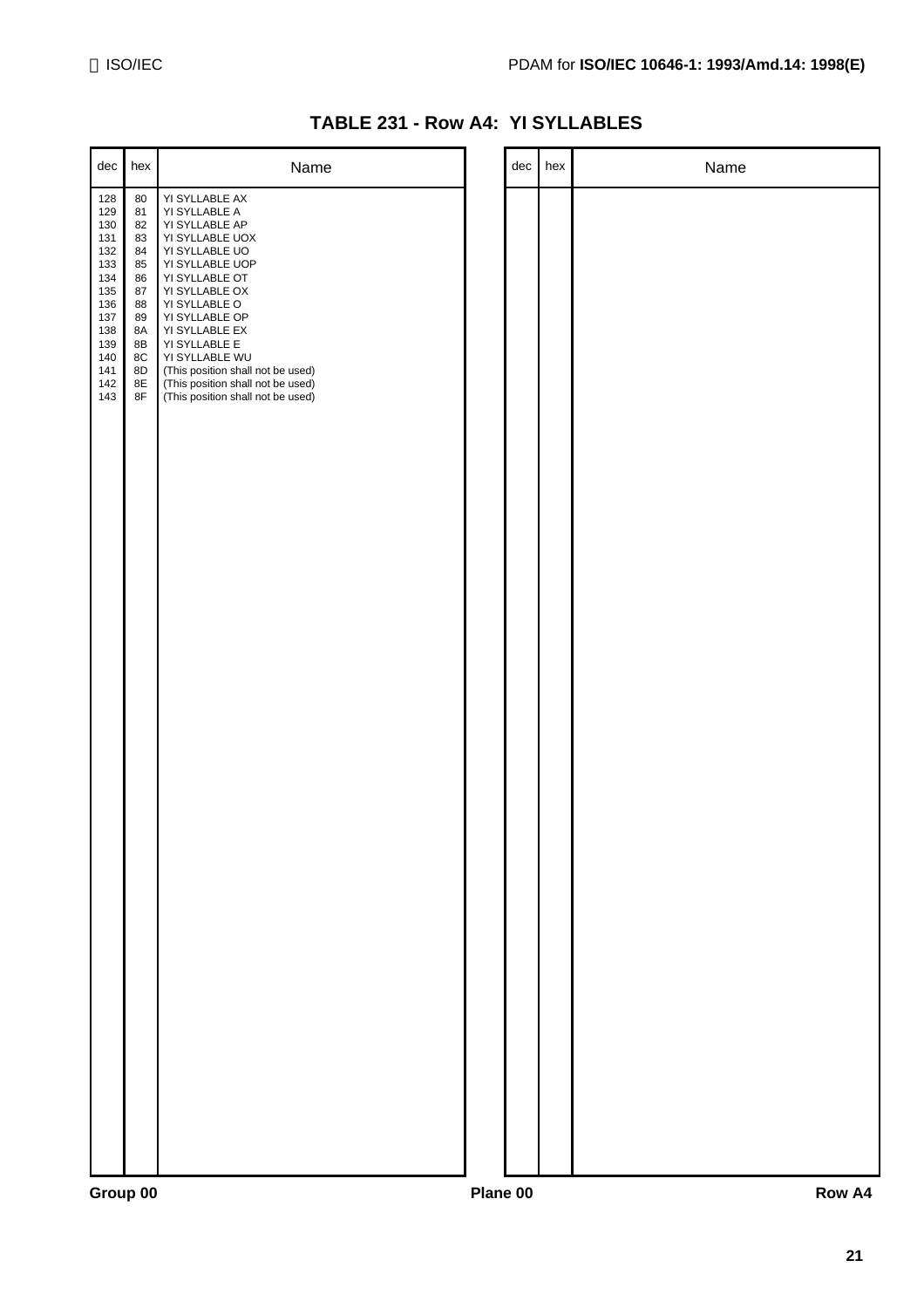## TABLE 231 - Row A4: YI SYLLABLES

| dec | hex | Name |
|---|---|---|
| 128 | 80 | YI SYLLABLE AX |
| 129 | 81 | YI SYLLABLE A |
| 130 | 82 | YI SYLLABLE AP |
| 131 | 83 | YI SYLLABLE UOX |
| 132 | 84 | YI SYLLABLE UO |
| 133 | 85 | YI SYLLABLE UOP |
| 134 | 86 | YI SYLLABLE OT |
| 135 | 87 | YI SYLLABLE OX |
| 136 | 88 | YI SYLLABLE O |
| 137 | 89 | YI SYLLABLE OP |
| 138 | 8A | YI SYLLABLE EX |
| 139 | 8B | YI SYLLABLE E |
| 140 | 8C | YI SYLLABLE WU |
| 141 | 8D | (This position shall not be used) |
| 142 | 8E | (This position shall not be used) |
| 143 | 8F | (This position shall not be used) |

**Group 00** **Plane 00** **Row A4**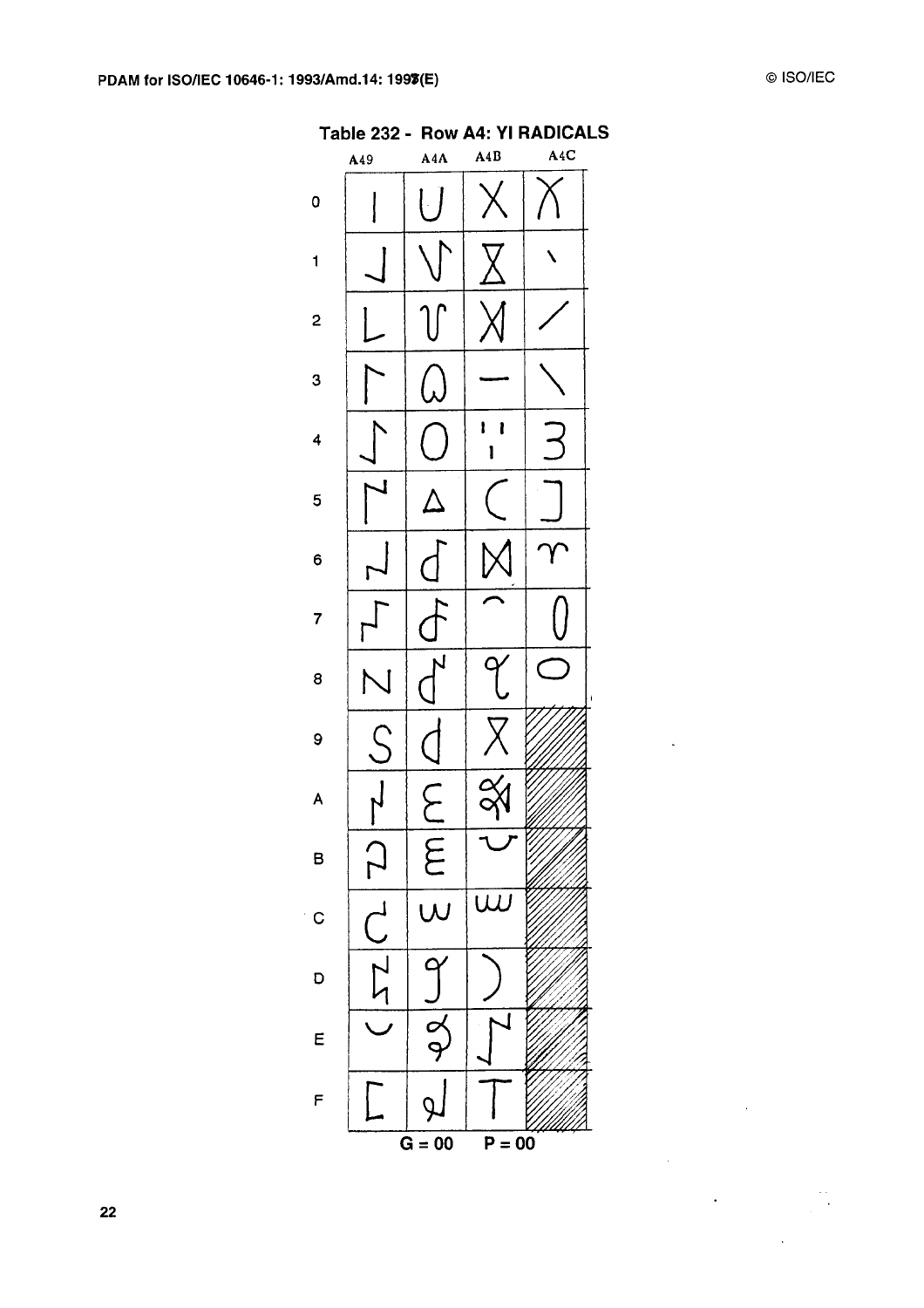## Table 232 - Row A4: YI RADICALS

|   | A49 | A4A | A4B | A4C |
|---|---|---|---|---|
| 0 | | | | |
| 1 | | | | |
| 2 | | | | |
| 3 | | | | |
| 4 | | | | |
| 5 | | | | |
| 6 | | | | |
| 7 | | | | |
| 8 | | | | |
| 9 | | | | |
| A | | | | |
| B | | | | |
| C | | | | |
| D | | | | |
| E | | | | |
| F | | | | |

G = 00 P = 00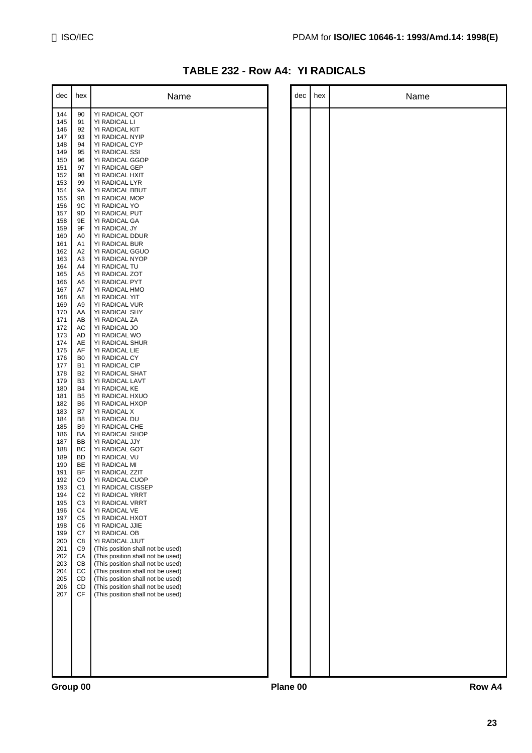# TABLE 232 - Row A4: YI RADICALS

| dec | hex | Name |
|---|---|---|
| 144 | 90 | YI RADICAL QOT |
| 145 | 91 | YI RADICAL LI |
| 146 | 92 | YI RADICAL KIT |
| 147 | 93 | YI RADICAL NYIP |
| 148 | 94 | YI RADICAL CYP |
| 149 | 95 | YI RADICAL SSI |
| 150 | 96 | YI RADICAL GGOP |
| 151 | 97 | YI RADICAL GEP |
| 152 | 98 | YI RADICAL HXIT |
| 153 | 99 | YI RADICAL LYR |
| 154 | 9A | YI RADICAL BBUT |
| 155 | 9B | YI RADICAL MOP |
| 156 | 9C | YI RADICAL YO |
| 157 | 9D | YI RADICAL PUT |
| 158 | 9E | YI RADICAL GA |
| 159 | 9F | YI RADICAL JY |
| 160 | A0 | YI RADICAL DDUR |
| 161 | A1 | YI RADICAL BUR |
| 162 | A2 | YI RADICAL GGUO |
| 163 | A3 | YI RADICAL NYOP |
| 164 | A4 | YI RADICAL TU |
| 165 | A5 | YI RADICAL ZOT |
| 166 | A6 | YI RADICAL PYT |
| 167 | A7 | YI RADICAL HMO |
| 168 | A8 | YI RADICAL YIT |
| 169 | A9 | YI RADICAL VUR |
| 170 | AA | YI RADICAL SHY |
| 171 | AB | YI RADICAL ZA |
| 172 | AC | YI RADICAL JO |
| 173 | AD | YI RADICAL WO |
| 174 | AE | YI RADICAL SHUR |
| 175 | AF | YI RADICAL LIE |
| 176 | B0 | YI RADICAL CY |
| 177 | B1 | YI RADICAL CIP |
| 178 | B2 | YI RADICAL SHAT |
| 179 | B3 | YI RADICAL LAVT |
| 180 | B4 | YI RADICAL KE |
| 181 | B5 | YI RADICAL HXUO |
| 182 | B6 | YI RADICAL HXOP |
| 183 | B7 | YI RADICAL X |
| 184 | B8 | YI RADICAL DU |
| 185 | B9 | YI RADICAL CHE |
| 186 | BA | YI RADICAL SHOP |
| 187 | BB | YI RADICAL JJY |
| 188 | BC | YI RADICAL GOT |
| 189 | BD | YI RADICAL VU |
| 190 | BE | YI RADICAL MI |
| 191 | BF | YI RADICAL ZZIT |
| 192 | C0 | YI RADICAL CUOP |
| 193 | C1 | YI RADICAL CISSEP |
| 194 | C2 | YI RADICAL YRRT |
| 195 | C3 | YI RADICAL VRRT |
| 196 | C4 | YI RADICAL VE |
| 197 | C5 | YI RADICAL HXOT |
| 198 | C6 | YI RADICAL JJIE |
| 199 | C7 | YI RADICAL OB |
| 200 | C8 | YI RADICAL JJUT |
| 201 | C9 | (This position shall not be used) |
| 202 | CA | (This position shall not be used) |
| 203 | CB | (This position shall not be used) |
| 204 | CC | (This position shall not be used) |
| 205 | CD | (This position shall not be used) |
| 206 | CD | (This position shall not be used) |
| 207 | CF | (This position shall not be used) |

| dec | hex | Name |
|---|---|---|

**Group 00** **Plane 00** **Row A4**